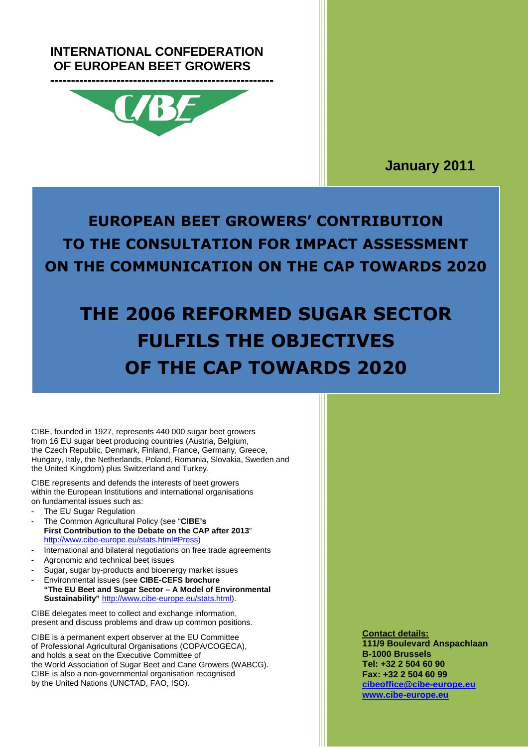**INTERNATIONAL CONFEDERATION OF EUROPEAN BEET GROWERS**

**CIBE**

**January 2011**

# EUROPEAN BEET GROWERS' CONTRIBUTION TO THE CONSULTATION FOR IMPACT ASSESSMENT ON THE COMMUNICATION ON THE CAP TOWARDS 2020

# THE 2006 REFORMED SUGAR SECTOR FULFILS THE OBJECTIVES OF THE CAP TOWARDS 2020

CIBE, founded in 1927, represents 440 000 sugar beet growers from 16 EU sugar beet producing countries (Austria, Belgium, the Czech Republic, Denmark, Finland, France, Germany, Greece, Hungary, Italy, the Netherlands, Poland, Romania, Slovakia, Sweden and the United Kingdom) plus Switzerland and Turkey.

CIBE represents and defends the interests of beet growers within the European Institutions and international organisations on fundamental issues such as:

- The EU Sugar Regulation
- The Common Agricultural Policy (see "**CIBE's First Contribution to the Debate on the CAP after 2013**" http://www.cibe-europe.eu/stats.html#Press)
- International and bilateral negotiations on free trade agreements
- Agronomic and technical beet issues
- Sugar, sugar by-products and bioenergy market issues
- Environmental issues (see **CIBE-CEFS brochure "The EU Beet and Sugar Sector – A Model of Environmental Sustainability"** http://www.cibe-europe.eu/stats.html).

CIBE delegates meet to collect and exchange information, present and discuss problems and draw up common positions.

CIBE is a permanent expert observer at the EU Committee of Professional Agricultural Organisations (COPA/COGECA), and holds a seat on the Executive Committee of the World Association of Sugar Beet and Cane Growers (WABCG). CIBE is also a non-governmental organisation recognised by the United Nations (UNCTAD, FAO, ISO).

**Contact details:**
**111/9 Boulevard Anspachlaan**
**B-1000 Brussels**
**Tel: +32 2 504 60 90**
**Fax: +32 2 504 60 99**
**cibeoffice@cibe-europe.eu**
**www.cibe-europe.eu**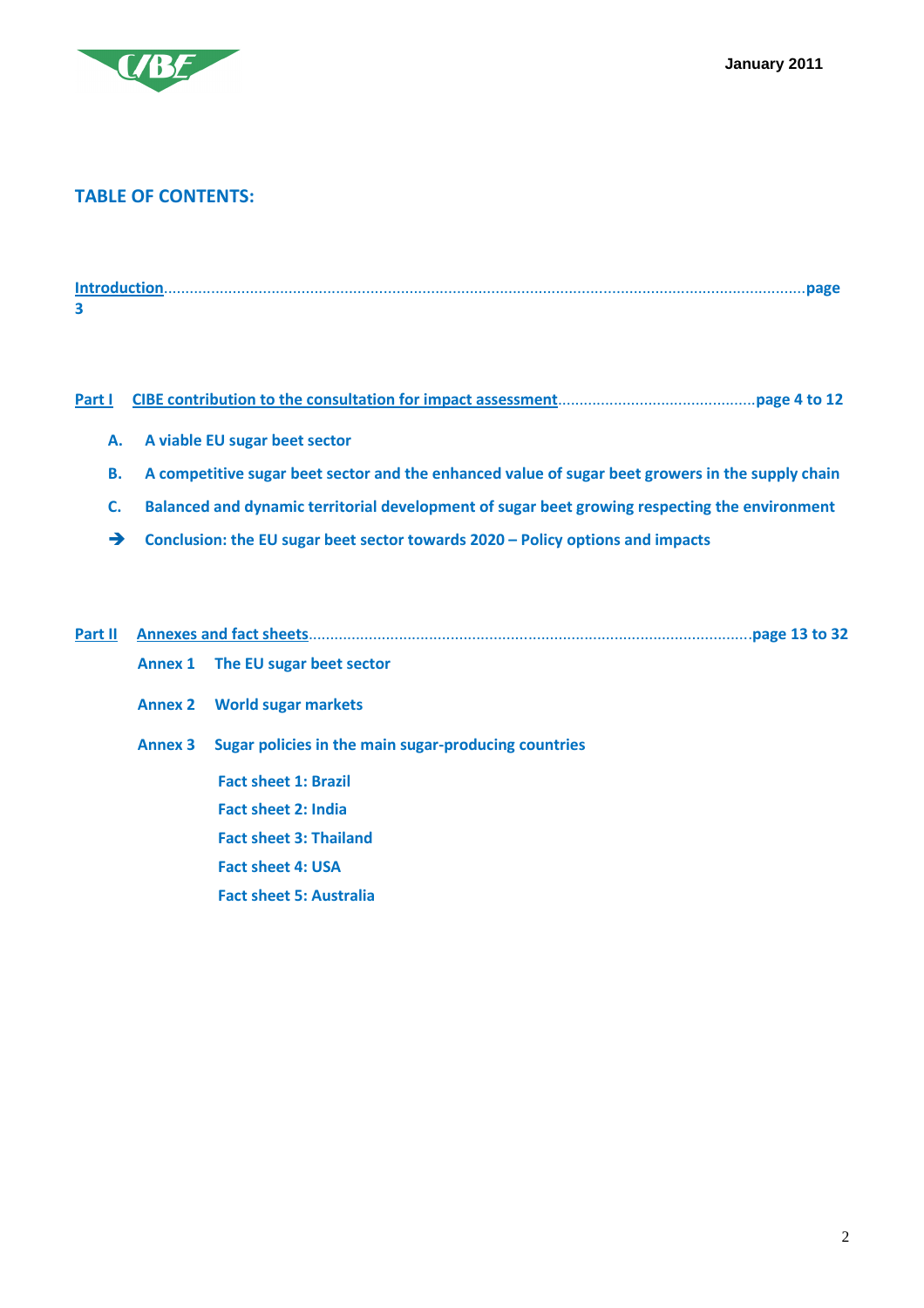## TABLE OF CONTENTS:

Introduction........................................................................................................................................page 3

Part I CIBE contribution to the consultation for impact assessment.............................................page 4 to 12

- A. A viable EU sugar beet sector
- B. A competitive sugar beet sector and the enhanced value of sugar beet growers in the supply chain
- C. Balanced and dynamic territorial development of sugar beet growing respecting the environment
- ➔ Conclusion: the EU sugar beet sector towards 2020 – Policy options and impacts

Part II Annexes and fact sheets.....................................................................................................page 13 to 32

- Annex 1 The EU sugar beet sector
- Annex 2 World sugar markets
- Annex 3 Sugar policies in the main sugar-producing countries
  - Fact sheet 1: Brazil
  - Fact sheet 2: India
  - Fact sheet 3: Thailand
  - Fact sheet 4: USA
  - Fact sheet 5: Australia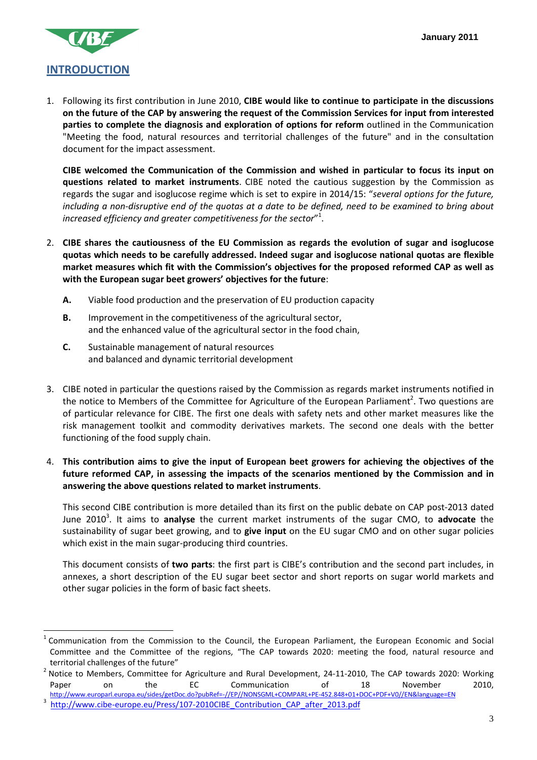## INTRODUCTION

1. Following its first contribution in June 2010, **CIBE would like to continue to participate in the discussions on the future of the CAP by answering the request of the Commission Services for input from interested parties to complete the diagnosis and exploration of options for reform** outlined in the Communication "Meeting the food, natural resources and territorial challenges of the future" and in the consultation document for the impact assessment.

   **CIBE welcomed the Communication of the Commission and wished in particular to focus its input on questions related to market instruments**. CIBE noted the cautious suggestion by the Commission as regards the sugar and isoglucose regime which is set to expire in 2014/15: "*several options for the future, including a non-disruptive end of the quotas at a date to be defined, need to be examined to bring about increased efficiency and greater competitiveness for the sector*"[1].

2. **CIBE shares the cautiousness of the EU Commission as regards the evolution of sugar and isoglucose quotas which needs to be carefully addressed. Indeed sugar and isoglucose national quotas are flexible market measures which fit with the Commission's objectives for the proposed reformed CAP as well as with the European sugar beet growers' objectives for the future**:

   **A.** Viable food production and the preservation of EU production capacity

   **B.** Improvement in the competitiveness of the agricultural sector, and the enhanced value of the agricultural sector in the food chain,

   **C.** Sustainable management of natural resources and balanced and dynamic territorial development

3. CIBE noted in particular the questions raised by the Commission as regards market instruments notified in the notice to Members of the Committee for Agriculture of the European Parliament[2]. Two questions are of particular relevance for CIBE. The first one deals with safety nets and other market measures like the risk management toolkit and commodity derivatives markets. The second one deals with the better functioning of the food supply chain.

4. **This contribution aims to give the input of European beet growers for achieving the objectives of the future reformed CAP, in assessing the impacts of the scenarios mentioned by the Commission and in answering the above questions related to market instruments**.

   This second CIBE contribution is more detailed than its first on the public debate on CAP post-2013 dated June 2010[3]. It aims to **analyse** the current market instruments of the sugar CMO, to **advocate** the sustainability of sugar beet growing, and to **give input** on the EU sugar CMO and on other sugar policies which exist in the main sugar-producing third countries.

   This document consists of **two parts**: the first part is CIBE's contribution and the second part includes, in annexes, a short description of the EU sugar beet sector and short reports on sugar world markets and other sugar policies in the form of basic fact sheets.

---

[1] Communication from the Commission to the Council, the European Parliament, the European Economic and Social Committee and the Committee of the regions, "The CAP towards 2020: meeting the food, natural resource and territorial challenges of the future"

[2] Notice to Members, Committee for Agriculture and Rural Development, 24-11-2010, The CAP towards 2020: Working Paper on the EC Communication of 18 November 2010, http://www.europarl.europa.eu/sides/getDoc.do?pubRef=-//EP//NONSGML+COMPARL+PE-452.848+01+DOC+PDF+V0//EN&language=EN

[3] http://www.cibe-europe.eu/Press/107-2010CIBE_Contribution_CAP_after_2013.pdf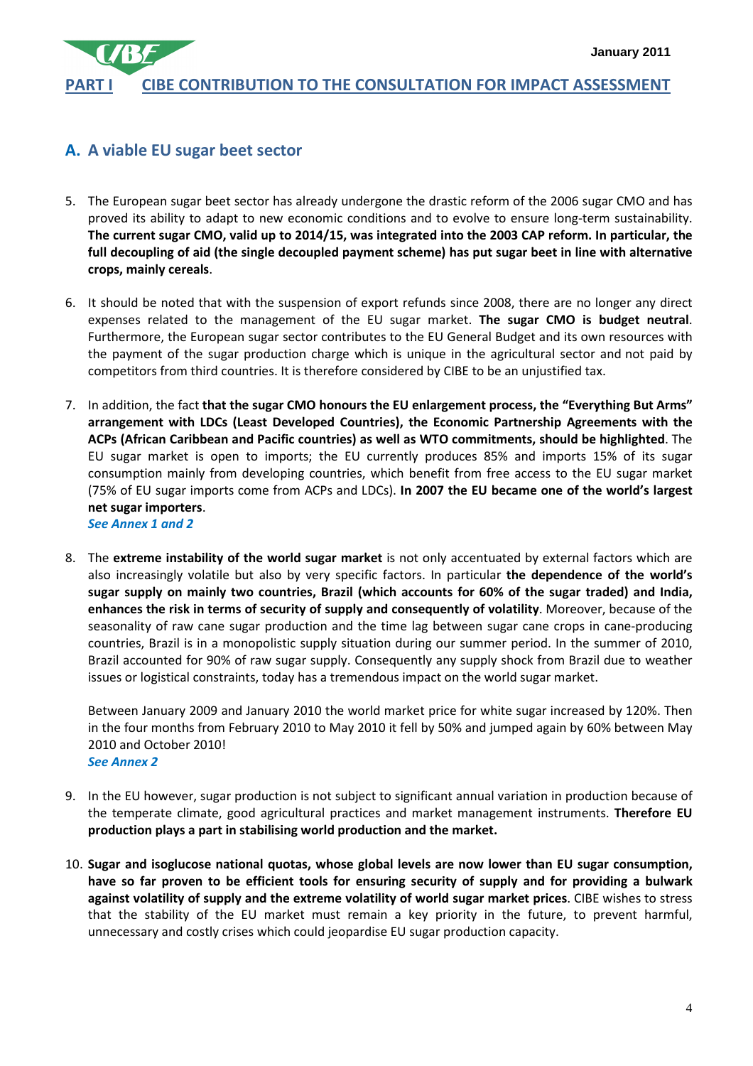## PART I CIBE CONTRIBUTION TO THE CONSULTATION FOR IMPACT ASSESSMENT

### A. A viable EU sugar beet sector

5. The European sugar beet sector has already undergone the drastic reform of the 2006 sugar CMO and has proved its ability to adapt to new economic conditions and to evolve to ensure long-term sustainability. **The current sugar CMO, valid up to 2014/15, was integrated into the 2003 CAP reform. In particular, the full decoupling of aid (the single decoupled payment scheme) has put sugar beet in line with alternative crops, mainly cereals**.

6. It should be noted that with the suspension of export refunds since 2008, there are no longer any direct expenses related to the management of the EU sugar market. **The sugar CMO is budget neutral**. Furthermore, the European sugar sector contributes to the EU General Budget and its own resources with the payment of the sugar production charge which is unique in the agricultural sector and not paid by competitors from third countries. It is therefore considered by CIBE to be an unjustified tax.

7. In addition, the fact **that the sugar CMO honours the EU enlargement process, the "Everything But Arms" arrangement with LDCs (Least Developed Countries), the Economic Partnership Agreements with the ACPs (African Caribbean and Pacific countries) as well as WTO commitments, should be highlighted**. The EU sugar market is open to imports; the EU currently produces 85% and imports 15% of its sugar consumption mainly from developing countries, which benefit from free access to the EU sugar market (75% of EU sugar imports come from ACPs and LDCs). **In 2007 the EU became one of the world's largest net sugar importers**.
   ***See Annex 1 and 2***

8. The **extreme instability of the world sugar market** is not only accentuated by external factors which are also increasingly volatile but also by very specific factors. In particular **the dependence of the world's sugar supply on mainly two countries, Brazil (which accounts for 60% of the sugar traded) and India, enhances the risk in terms of security of supply and consequently of volatility**. Moreover, because of the seasonality of raw cane sugar production and the time lag between sugar cane crops in cane-producing countries, Brazil is in a monopolistic supply situation during our summer period. In the summer of 2010, Brazil accounted for 90% of raw sugar supply. Consequently any supply shock from Brazil due to weather issues or logistical constraints, today has a tremendous impact on the world sugar market.

   Between January 2009 and January 2010 the world market price for white sugar increased by 120%. Then in the four months from February 2010 to May 2010 it fell by 50% and jumped again by 60% between May 2010 and October 2010!
   ***See Annex 2***

9. In the EU however, sugar production is not subject to significant annual variation in production because of the temperate climate, good agricultural practices and market management instruments. **Therefore EU production plays a part in stabilising world production and the market.**

10. **Sugar and isoglucose national quotas, whose global levels are now lower than EU sugar consumption, have so far proven to be efficient tools for ensuring security of supply and for providing a bulwark against volatility of supply and the extreme volatility of world sugar market prices**. CIBE wishes to stress that the stability of the EU market must remain a key priority in the future, to prevent harmful, unnecessary and costly crises which could jeopardise EU sugar production capacity.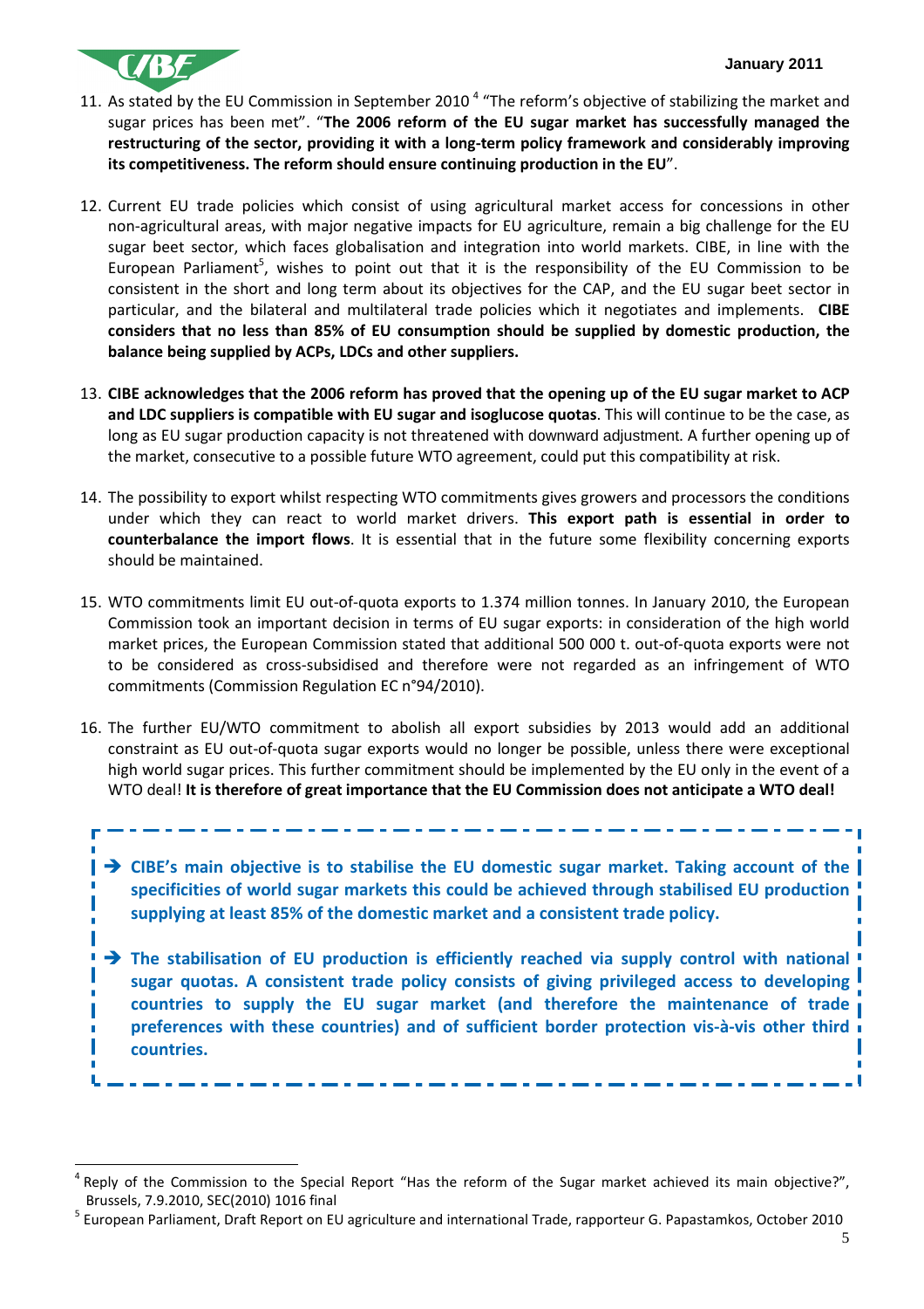11. As stated by the EU Commission in September 2010 [4] "The reform's objective of stabilizing the market and sugar prices has been met". "**The 2006 reform of the EU sugar market has successfully managed the restructuring of the sector, providing it with a long-term policy framework and considerably improving its competitiveness. The reform should ensure continuing production in the EU**".

12. Current EU trade policies which consist of using agricultural market access for concessions in other non-agricultural areas, with major negative impacts for EU agriculture, remain a big challenge for the EU sugar beet sector, which faces globalisation and integration into world markets. CIBE, in line with the European Parliament[5], wishes to point out that it is the responsibility of the EU Commission to be consistent in the short and long term about its objectives for the CAP, and the EU sugar beet sector in particular, and the bilateral and multilateral trade policies which it negotiates and implements. **CIBE considers that no less than 85% of EU consumption should be supplied by domestic production, the balance being supplied by ACPs, LDCs and other suppliers.**

13. **CIBE acknowledges that the 2006 reform has proved that the opening up of the EU sugar market to ACP and LDC suppliers is compatible with EU sugar and isoglucose quotas**. This will continue to be the case, as long as EU sugar production capacity is not threatened with downward adjustment. A further opening up of the market, consecutive to a possible future WTO agreement, could put this compatibility at risk.

14. The possibility to export whilst respecting WTO commitments gives growers and processors the conditions under which they can react to world market drivers. **This export path is essential in order to counterbalance the import flows**. It is essential that in the future some flexibility concerning exports should be maintained.

15. WTO commitments limit EU out-of-quota exports to 1.374 million tonnes. In January 2010, the European Commission took an important decision in terms of EU sugar exports: in consideration of the high world market prices, the European Commission stated that additional 500 000 t. out-of-quota exports were not to be considered as cross-subsidised and therefore were not regarded as an infringement of WTO commitments (Commission Regulation EC n°94/2010).

16. The further EU/WTO commitment to abolish all export subsidies by 2013 would add an additional constraint as EU out-of-quota sugar exports would no longer be possible, unless there were exceptional high world sugar prices. This further commitment should be implemented by the EU only in the event of a WTO deal! **It is therefore of great importance that the EU Commission does not anticipate a WTO deal!**

> ➔ **CIBE's main objective is to stabilise the EU domestic sugar market. Taking account of the specificities of world sugar markets this could be achieved through stabilised EU production supplying at least 85% of the domestic market and a consistent trade policy.**
>
> ➔ **The stabilisation of EU production is efficiently reached via supply control with national sugar quotas. A consistent trade policy consists of giving privileged access to developing countries to supply the EU sugar market (and therefore the maintenance of trade preferences with these countries) and of sufficient border protection vis-à-vis other third countries.**

[4] Reply of the Commission to the Special Report "Has the reform of the Sugar market achieved its main objective?", Brussels, 7.9.2010, SEC(2010) 1016 final

[5] European Parliament, Draft Report on EU agriculture and international Trade, rapporteur G. Papastamkos, October 2010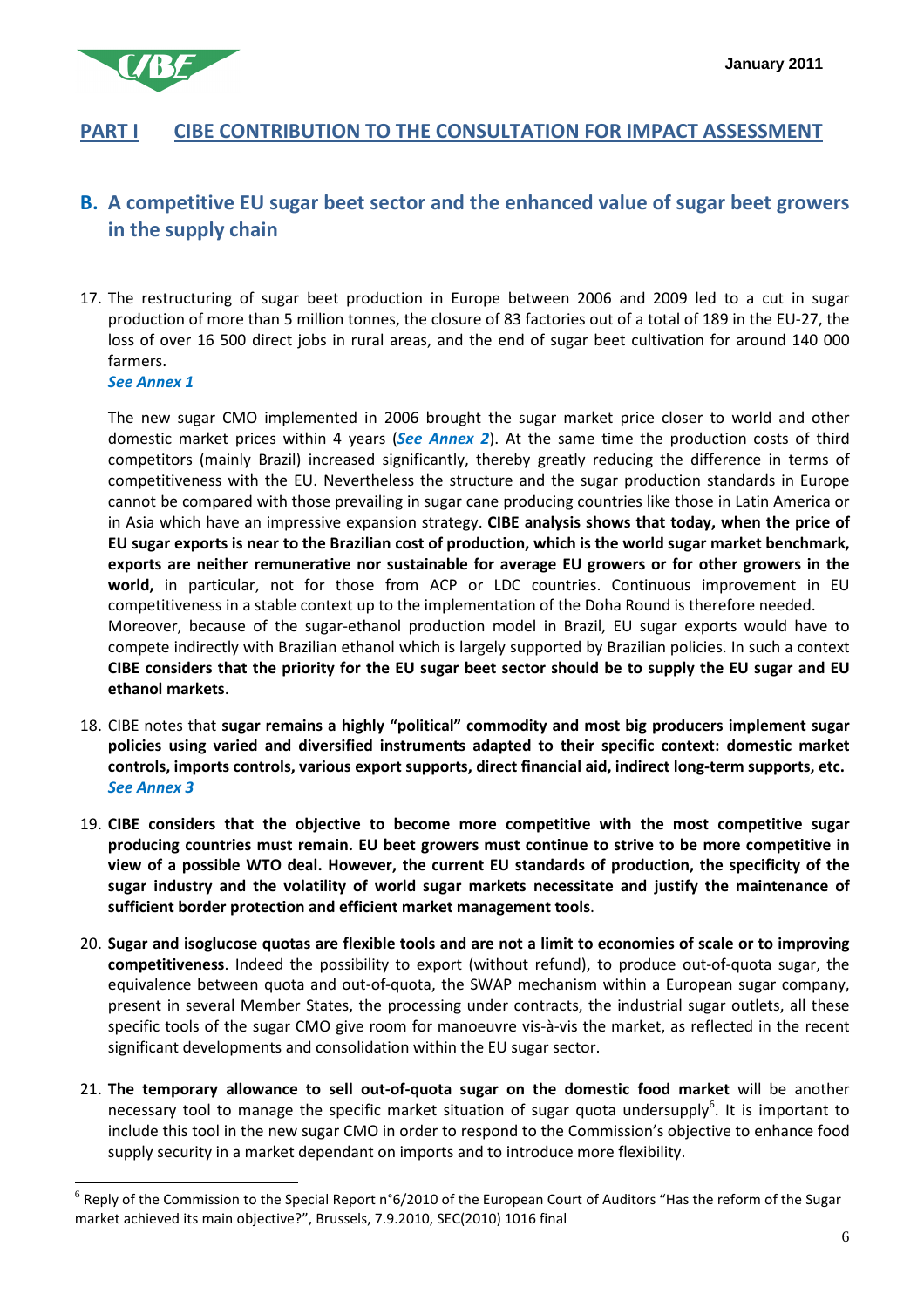## PART I CIBE CONTRIBUTION TO THE CONSULTATION FOR IMPACT ASSESSMENT

### B. A competitive EU sugar beet sector and the enhanced value of sugar beet growers in the supply chain

17. The restructuring of sugar beet production in Europe between 2006 and 2009 led to a cut in sugar production of more than 5 million tonnes, the closure of 83 factories out of a total of 189 in the EU-27, the loss of over 16 500 direct jobs in rural areas, and the end of sugar beet cultivation for around 140 000 farmers.
    ***See Annex 1***

    The new sugar CMO implemented in 2006 brought the sugar market price closer to world and other domestic market prices within 4 years (***See Annex 2***). At the same time the production costs of third competitors (mainly Brazil) increased significantly, thereby greatly reducing the difference in terms of competitiveness with the EU. Nevertheless the structure and the sugar production standards in Europe cannot be compared with those prevailing in sugar cane producing countries like those in Latin America or in Asia which have an impressive expansion strategy. **CIBE analysis shows that today, when the price of EU sugar exports is near to the Brazilian cost of production, which is the world sugar market benchmark, exports are neither remunerative nor sustainable for average EU growers or for other growers in the world,** in particular, not for those from ACP or LDC countries. Continuous improvement in EU competitiveness in a stable context up to the implementation of the Doha Round is therefore needed.
    Moreover, because of the sugar-ethanol production model in Brazil, EU sugar exports would have to compete indirectly with Brazilian ethanol which is largely supported by Brazilian policies. In such a context **CIBE considers that the priority for the EU sugar beet sector should be to supply the EU sugar and EU ethanol markets**.

18. CIBE notes that **sugar remains a highly "political" commodity and most big producers implement sugar policies using varied and diversified instruments adapted to their specific context: domestic market controls, imports controls, various export supports, direct financial aid, indirect long-term supports, etc.**
    ***See Annex 3***

19. **CIBE considers that the objective to become more competitive with the most competitive sugar producing countries must remain. EU beet growers must continue to strive to be more competitive in view of a possible WTO deal. However, the current EU standards of production, the specificity of the sugar industry and the volatility of world sugar markets necessitate and justify the maintenance of sufficient border protection and efficient market management tools**.

20. **Sugar and isoglucose quotas are flexible tools and are not a limit to economies of scale or to improving competitiveness**. Indeed the possibility to export (without refund), to produce out-of-quota sugar, the equivalence between quota and out-of-quota, the SWAP mechanism within a European sugar company, present in several Member States, the processing under contracts, the industrial sugar outlets, all these specific tools of the sugar CMO give room for manoeuvre vis-à-vis the market, as reflected in the recent significant developments and consolidation within the EU sugar sector.

21. **The temporary allowance to sell out-of-quota sugar on the domestic food market** will be another necessary tool to manage the specific market situation of sugar quota undersupply[6]. It is important to include this tool in the new sugar CMO in order to respond to the Commission's objective to enhance food supply security in a market dependant on imports and to introduce more flexibility.

---

[6] Reply of the Commission to the Special Report n°6/2010 of the European Court of Auditors "Has the reform of the Sugar market achieved its main objective?", Brussels, 7.9.2010, SEC(2010) 1016 final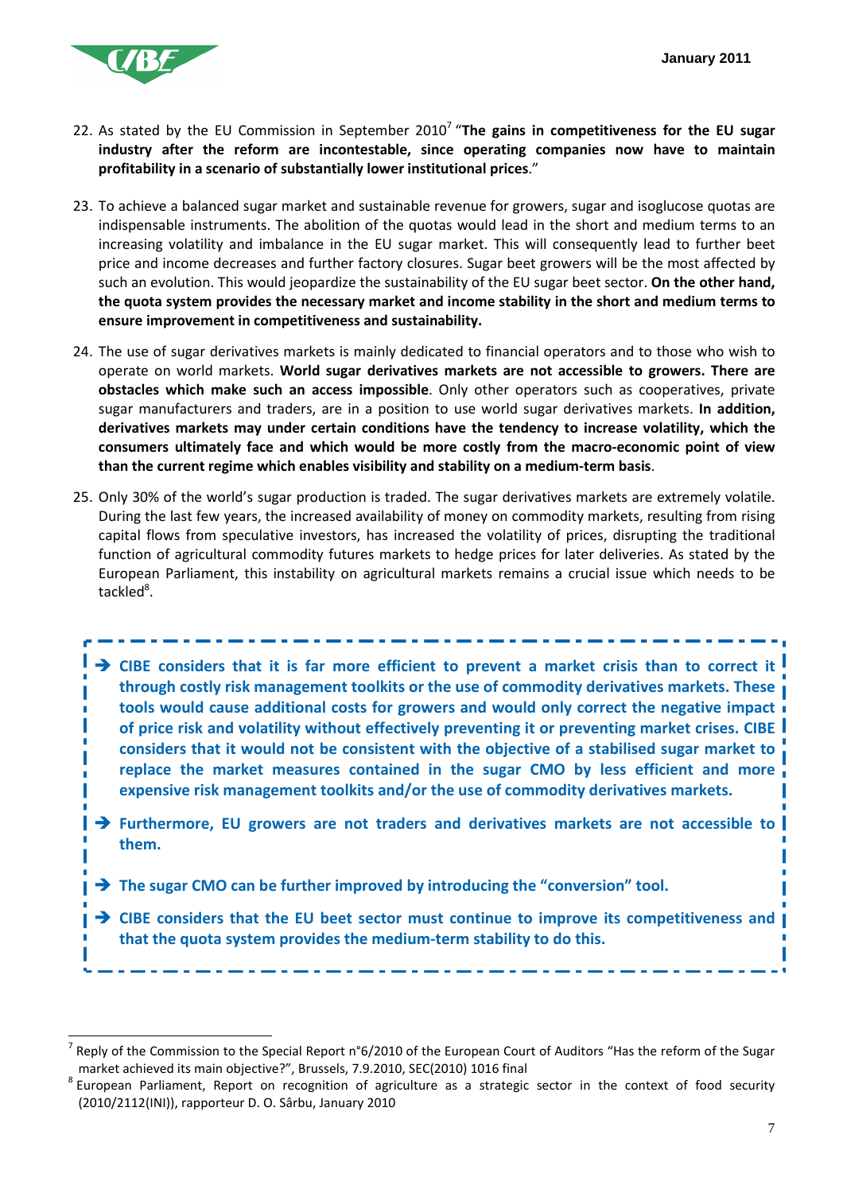22. As stated by the EU Commission in September 2010[7] "**The gains in competitiveness for the EU sugar industry after the reform are incontestable, since operating companies now have to maintain profitability in a scenario of substantially lower institutional prices**."

23. To achieve a balanced sugar market and sustainable revenue for growers, sugar and isoglucose quotas are indispensable instruments. The abolition of the quotas would lead in the short and medium terms to an increasing volatility and imbalance in the EU sugar market. This will consequently lead to further beet price and income decreases and further factory closures. Sugar beet growers will be the most affected by such an evolution. This would jeopardize the sustainability of the EU sugar beet sector. **On the other hand, the quota system provides the necessary market and income stability in the short and medium terms to ensure improvement in competitiveness and sustainability.**

24. The use of sugar derivatives markets is mainly dedicated to financial operators and to those who wish to operate on world markets. **World sugar derivatives markets are not accessible to growers. There are obstacles which make such an access impossible**. Only other operators such as cooperatives, private sugar manufacturers and traders, are in a position to use world sugar derivatives markets. **In addition, derivatives markets may under certain conditions have the tendency to increase volatility, which the consumers ultimately face and which would be more costly from the macro-economic point of view than the current regime which enables visibility and stability on a medium-term basis**.

25. Only 30% of the world's sugar production is traded. The sugar derivatives markets are extremely volatile. During the last few years, the increased availability of money on commodity markets, resulting from rising capital flows from speculative investors, has increased the volatility of prices, disrupting the traditional function of agricultural commodity futures markets to hedge prices for later deliveries. As stated by the European Parliament, this instability on agricultural markets remains a crucial issue which needs to be tackled[8].

> ➔ **CIBE considers that it is far more efficient to prevent a market crisis than to correct it through costly risk management toolkits or the use of commodity derivatives markets. These tools would cause additional costs for growers and would only correct the negative impact of price risk and volatility without effectively preventing it or preventing market crises. CIBE considers that it would not be consistent with the objective of a stabilised sugar market to replace the market measures contained in the sugar CMO by less efficient and more expensive risk management toolkits and/or the use of commodity derivatives markets.**
>
> ➔ **Furthermore, EU growers are not traders and derivatives markets are not accessible to them.**
>
> ➔ **The sugar CMO can be further improved by introducing the "conversion" tool.**
>
> ➔ **CIBE considers that the EU beet sector must continue to improve its competitiveness and that the quota system provides the medium-term stability to do this.**

---

[7] Reply of the Commission to the Special Report n°6/2010 of the European Court of Auditors "Has the reform of the Sugar market achieved its main objective?", Brussels, 7.9.2010, SEC(2010) 1016 final

[8] European Parliament, Report on recognition of agriculture as a strategic sector in the context of food security (2010/2112(INI)), rapporteur D. O. Sârbu, January 2010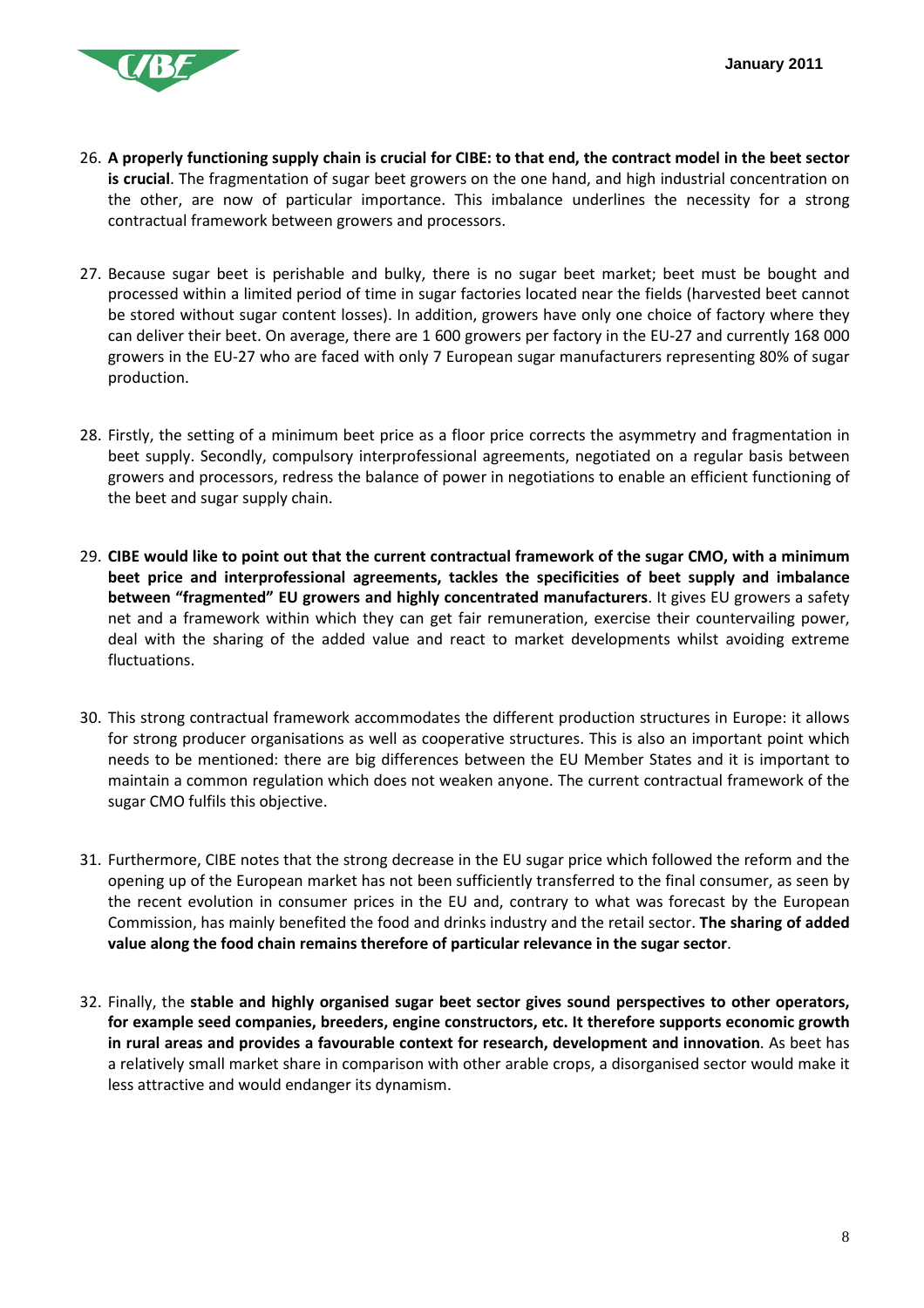26. **A properly functioning supply chain is crucial for CIBE: to that end, the contract model in the beet sector is crucial**. The fragmentation of sugar beet growers on the one hand, and high industrial concentration on the other, are now of particular importance. This imbalance underlines the necessity for a strong contractual framework between growers and processors.

27. Because sugar beet is perishable and bulky, there is no sugar beet market; beet must be bought and processed within a limited period of time in sugar factories located near the fields (harvested beet cannot be stored without sugar content losses). In addition, growers have only one choice of factory where they can deliver their beet. On average, there are 1 600 growers per factory in the EU-27 and currently 168 000 growers in the EU-27 who are faced with only 7 European sugar manufacturers representing 80% of sugar production.

28. Firstly, the setting of a minimum beet price as a floor price corrects the asymmetry and fragmentation in beet supply. Secondly, compulsory interprofessional agreements, negotiated on a regular basis between growers and processors, redress the balance of power in negotiations to enable an efficient functioning of the beet and sugar supply chain.

29. **CIBE would like to point out that the current contractual framework of the sugar CMO, with a minimum beet price and interprofessional agreements, tackles the specificities of beet supply and imbalance between "fragmented" EU growers and highly concentrated manufacturers**. It gives EU growers a safety net and a framework within which they can get fair remuneration, exercise their countervailing power, deal with the sharing of the added value and react to market developments whilst avoiding extreme fluctuations.

30. This strong contractual framework accommodates the different production structures in Europe: it allows for strong producer organisations as well as cooperative structures. This is also an important point which needs to be mentioned: there are big differences between the EU Member States and it is important to maintain a common regulation which does not weaken anyone. The current contractual framework of the sugar CMO fulfils this objective.

31. Furthermore, CIBE notes that the strong decrease in the EU sugar price which followed the reform and the opening up of the European market has not been sufficiently transferred to the final consumer, as seen by the recent evolution in consumer prices in the EU and, contrary to what was forecast by the European Commission, has mainly benefited the food and drinks industry and the retail sector. **The sharing of added value along the food chain remains therefore of particular relevance in the sugar sector**.

32. Finally, the **stable and highly organised sugar beet sector gives sound perspectives to other operators, for example seed companies, breeders, engine constructors, etc. It therefore supports economic growth in rural areas and provides a favourable context for research, development and innovation**. As beet has a relatively small market share in comparison with other arable crops, a disorganised sector would make it less attractive and would endanger its dynamism.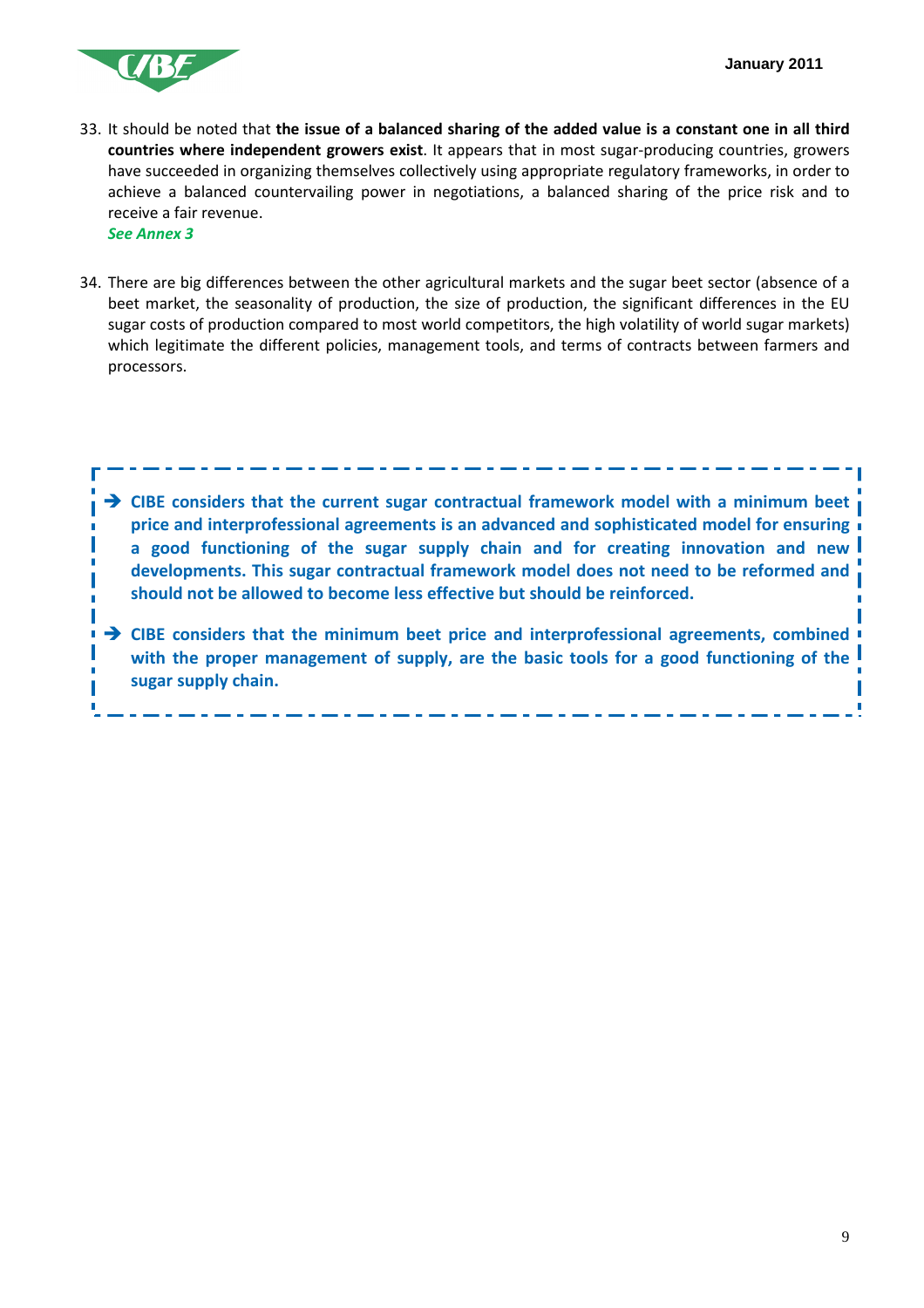33. It should be noted that **the issue of a balanced sharing of the added value is a constant one in all third countries where independent growers exist**. It appears that in most sugar-producing countries, growers have succeeded in organizing themselves collectively using appropriate regulatory frameworks, in order to achieve a balanced countervailing power in negotiations, a balanced sharing of the price risk and to receive a fair revenue.
    ***See Annex 3***

34. There are big differences between the other agricultural markets and the sugar beet sector (absence of a beet market, the seasonality of production, the size of production, the significant differences in the EU sugar costs of production compared to most world competitors, the high volatility of world sugar markets) which legitimate the different policies, management tools, and terms of contracts between farmers and processors.

> ➔ **CIBE considers that the current sugar contractual framework model with a minimum beet price and interprofessional agreements is an advanced and sophisticated model for ensuring a good functioning of the sugar supply chain and for creating innovation and new developments. This sugar contractual framework model does not need to be reformed and should not be allowed to become less effective but should be reinforced.**
>
> ➔ **CIBE considers that the minimum beet price and interprofessional agreements, combined with the proper management of supply, are the basic tools for a good functioning of the sugar supply chain.**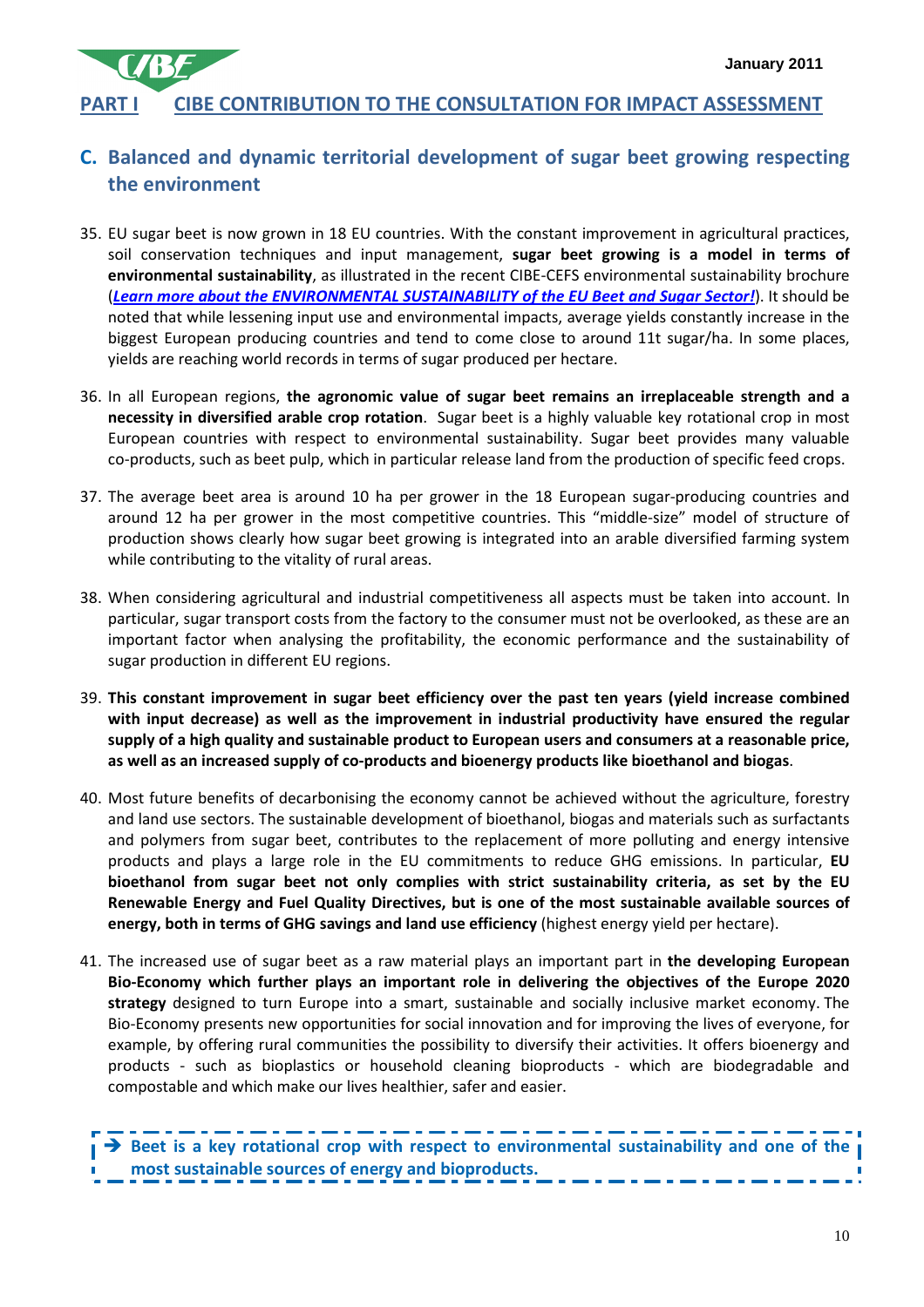## PART I CIBE CONTRIBUTION TO THE CONSULTATION FOR IMPACT ASSESSMENT

## C. Balanced and dynamic territorial development of sugar beet growing respecting the environment

35. EU sugar beet is now grown in 18 EU countries. With the constant improvement in agricultural practices, soil conservation techniques and input management, **sugar beet growing is a model in terms of environmental sustainability**, as illustrated in the recent CIBE-CEFS environmental sustainability brochure (***Learn more about the ENVIRONMENTAL SUSTAINABILITY of the EU Beet and Sugar Sector!***). It should be noted that while lessening input use and environmental impacts, average yields constantly increase in the biggest European producing countries and tend to come close to around 11t sugar/ha. In some places, yields are reaching world records in terms of sugar produced per hectare.

36. In all European regions, **the agronomic value of sugar beet remains an irreplaceable strength and a necessity in diversified arable crop rotation**. Sugar beet is a highly valuable key rotational crop in most European countries with respect to environmental sustainability. Sugar beet provides many valuable co-products, such as beet pulp, which in particular release land from the production of specific feed crops.

37. The average beet area is around 10 ha per grower in the 18 European sugar-producing countries and around 12 ha per grower in the most competitive countries. This "middle-size" model of structure of production shows clearly how sugar beet growing is integrated into an arable diversified farming system while contributing to the vitality of rural areas.

38. When considering agricultural and industrial competitiveness all aspects must be taken into account. In particular, sugar transport costs from the factory to the consumer must not be overlooked, as these are an important factor when analysing the profitability, the economic performance and the sustainability of sugar production in different EU regions.

39. **This constant improvement in sugar beet efficiency over the past ten years (yield increase combined with input decrease) as well as the improvement in industrial productivity have ensured the regular supply of a high quality and sustainable product to European users and consumers at a reasonable price, as well as an increased supply of co-products and bioenergy products like bioethanol and biogas**.

40. Most future benefits of decarbonising the economy cannot be achieved without the agriculture, forestry and land use sectors. The sustainable development of bioethanol, biogas and materials such as surfactants and polymers from sugar beet, contributes to the replacement of more polluting and energy intensive products and plays a large role in the EU commitments to reduce GHG emissions. In particular, **EU bioethanol from sugar beet not only complies with strict sustainability criteria, as set by the EU Renewable Energy and Fuel Quality Directives, but is one of the most sustainable available sources of energy, both in terms of GHG savings and land use efficiency** (highest energy yield per hectare).

41. The increased use of sugar beet as a raw material plays an important part in **the developing European Bio-Economy which further plays an important role in delivering the objectives of the Europe 2020 strategy** designed to turn Europe into a smart, sustainable and socially inclusive market economy. The Bio-Economy presents new opportunities for social innovation and for improving the lives of everyone, for example, by offering rural communities the possibility to diversify their activities. It offers bioenergy and products - such as bioplastics or household cleaning bioproducts - which are biodegradable and compostable and which make our lives healthier, safer and easier.

> ➔ **Beet is a key rotational crop with respect to environmental sustainability and one of the most sustainable sources of energy and bioproducts.**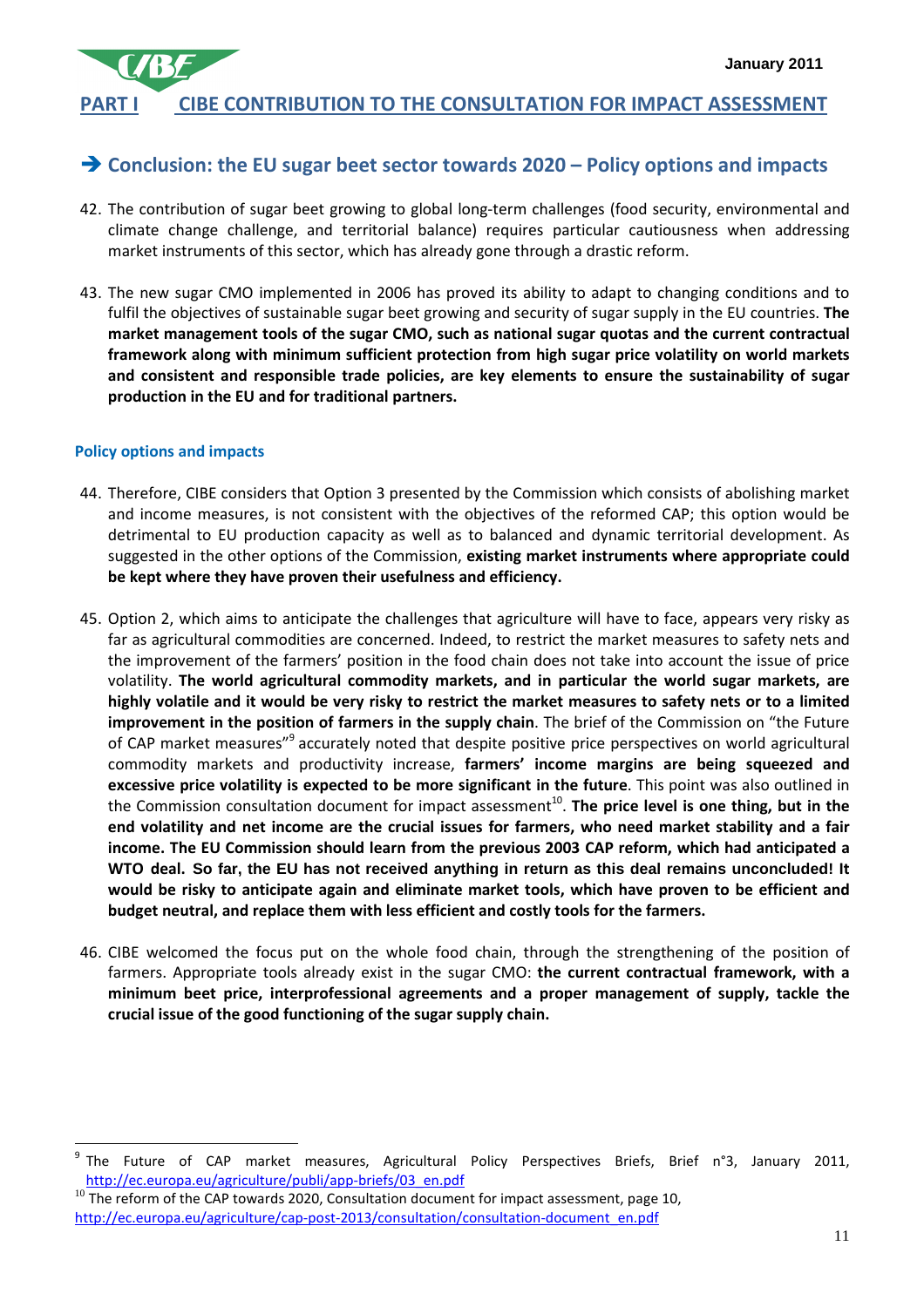## PART I CIBE CONTRIBUTION TO THE CONSULTATION FOR IMPACT ASSESSMENT

### ➔ Conclusion: the EU sugar beet sector towards 2020 – Policy options and impacts

42. The contribution of sugar beet growing to global long-term challenges (food security, environmental and climate change challenge, and territorial balance) requires particular cautiousness when addressing market instruments of this sector, which has already gone through a drastic reform.

43. The new sugar CMO implemented in 2006 has proved its ability to adapt to changing conditions and to fulfil the objectives of sustainable sugar beet growing and security of sugar supply in the EU countries. **The market management tools of the sugar CMO, such as national sugar quotas and the current contractual framework along with minimum sufficient protection from high sugar price volatility on world markets and consistent and responsible trade policies, are key elements to ensure the sustainability of sugar production in the EU and for traditional partners.**

#### Policy options and impacts

44. Therefore, CIBE considers that Option 3 presented by the Commission which consists of abolishing market and income measures, is not consistent with the objectives of the reformed CAP; this option would be detrimental to EU production capacity as well as to balanced and dynamic territorial development. As suggested in the other options of the Commission, **existing market instruments where appropriate could be kept where they have proven their usefulness and efficiency.**

45. Option 2, which aims to anticipate the challenges that agriculture will have to face, appears very risky as far as agricultural commodities are concerned. Indeed, to restrict the market measures to safety nets and the improvement of the farmers' position in the food chain does not take into account the issue of price volatility. **The world agricultural commodity markets, and in particular the world sugar markets, are highly volatile and it would be very risky to restrict the market measures to safety nets or to a limited improvement in the position of farmers in the supply chain**. The brief of the Commission on "the Future of CAP market measures"[9] accurately noted that despite positive price perspectives on world agricultural commodity markets and productivity increase, **farmers' income margins are being squeezed and excessive price volatility is expected to be more significant in the future**. This point was also outlined in the Commission consultation document for impact assessment[10]. **The price level is one thing, but in the end volatility and net income are the crucial issues for farmers, who need market stability and a fair income. The EU Commission should learn from the previous 2003 CAP reform, which had anticipated a WTO deal. So far, the EU has not received anything in return as this deal remains unconcluded! It would be risky to anticipate again and eliminate market tools, which have proven to be efficient and budget neutral, and replace them with less efficient and costly tools for the farmers.**

46. CIBE welcomed the focus put on the whole food chain, through the strengthening of the position of farmers. Appropriate tools already exist in the sugar CMO: **the current contractual framework, with a minimum beet price, interprofessional agreements and a proper management of supply, tackle the crucial issue of the good functioning of the sugar supply chain.**

---

[9] The Future of CAP market measures, Agricultural Policy Perspectives Briefs, Brief n°3, January 2011, http://ec.europa.eu/agriculture/publi/app-briefs/03_en.pdf

[10] The reform of the CAP towards 2020, Consultation document for impact assessment, page 10, http://ec.europa.eu/agriculture/cap-post-2013/consultation/consultation-document_en.pdf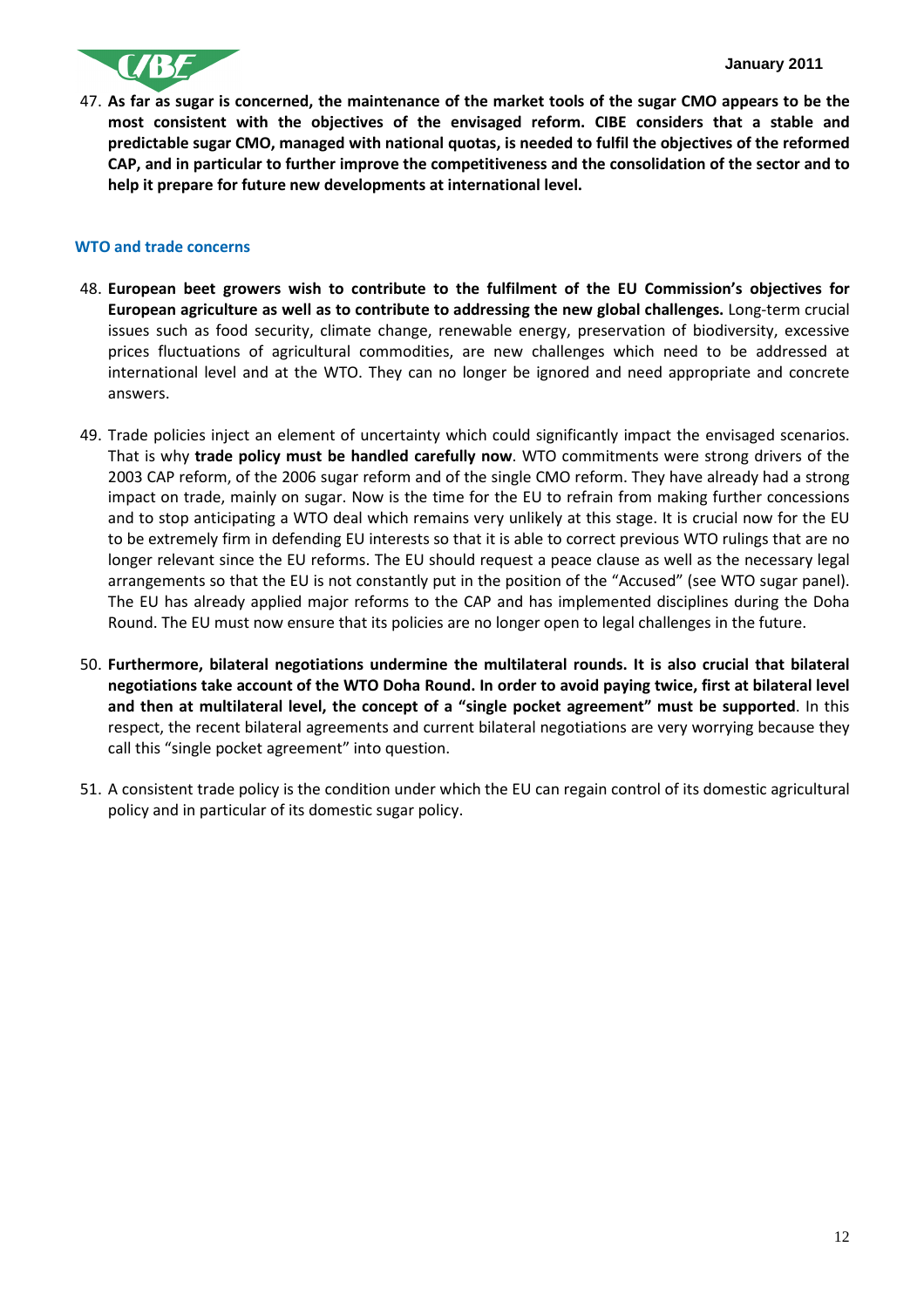47. **As far as sugar is concerned, the maintenance of the market tools of the sugar CMO appears to be the most consistent with the objectives of the envisaged reform. CIBE considers that a stable and predictable sugar CMO, managed with national quotas, is needed to fulfil the objectives of the reformed CAP, and in particular to further improve the competitiveness and the consolidation of the sector and to help it prepare for future new developments at international level.**

### WTO and trade concerns

48. **European beet growers wish to contribute to the fulfilment of the EU Commission's objectives for European agriculture as well as to contribute to addressing the new global challenges.** Long-term crucial issues such as food security, climate change, renewable energy, preservation of biodiversity, excessive prices fluctuations of agricultural commodities, are new challenges which need to be addressed at international level and at the WTO. They can no longer be ignored and need appropriate and concrete answers.

49. Trade policies inject an element of uncertainty which could significantly impact the envisaged scenarios. That is why **trade policy must be handled carefully now**. WTO commitments were strong drivers of the 2003 CAP reform, of the 2006 sugar reform and of the single CMO reform. They have already had a strong impact on trade, mainly on sugar. Now is the time for the EU to refrain from making further concessions and to stop anticipating a WTO deal which remains very unlikely at this stage. It is crucial now for the EU to be extremely firm in defending EU interests so that it is able to correct previous WTO rulings that are no longer relevant since the EU reforms. The EU should request a peace clause as well as the necessary legal arrangements so that the EU is not constantly put in the position of the "Accused" (see WTO sugar panel). The EU has already applied major reforms to the CAP and has implemented disciplines during the Doha Round. The EU must now ensure that its policies are no longer open to legal challenges in the future.

50. **Furthermore, bilateral negotiations undermine the multilateral rounds. It is also crucial that bilateral negotiations take account of the WTO Doha Round. In order to avoid paying twice, first at bilateral level and then at multilateral level, the concept of a "single pocket agreement" must be supported**. In this respect, the recent bilateral agreements and current bilateral negotiations are very worrying because they call this "single pocket agreement" into question.

51. A consistent trade policy is the condition under which the EU can regain control of its domestic agricultural policy and in particular of its domestic sugar policy.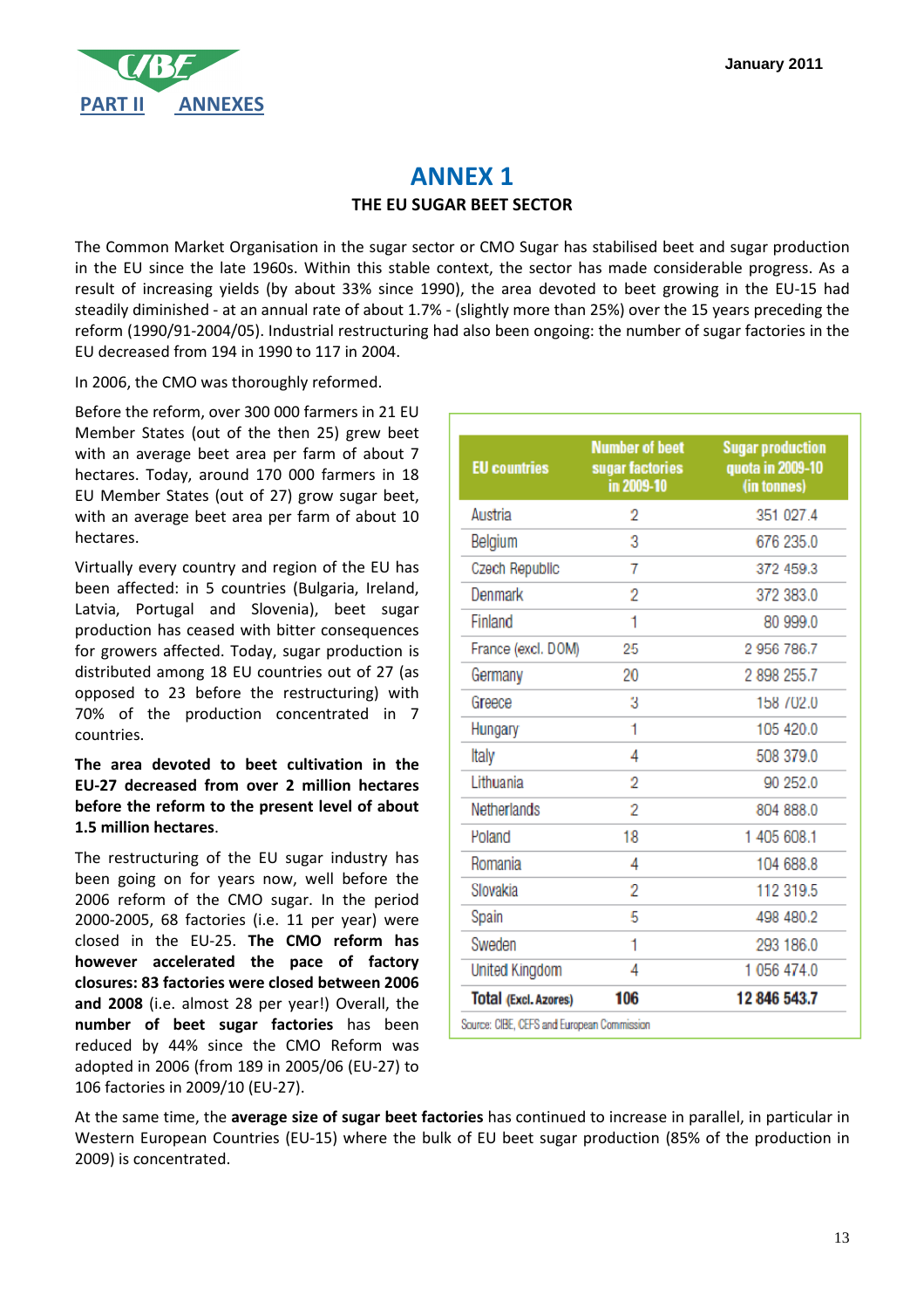# ANNEX 1

## THE EU SUGAR BEET SECTOR

The Common Market Organisation in the sugar sector or CMO Sugar has stabilised beet and sugar production in the EU since the late 1960s. Within this stable context, the sector has made considerable progress. As a result of increasing yields (by about 33% since 1990), the area devoted to beet growing in the EU-15 had steadily diminished - at an annual rate of about 1.7% - (slightly more than 25%) over the 15 years preceding the reform (1990/91-2004/05). Industrial restructuring had also been ongoing: the number of sugar factories in the EU decreased from 194 in 1990 to 117 in 2004.

In 2006, the CMO was thoroughly reformed.

Before the reform, over 300 000 farmers in 21 EU Member States (out of the then 25) grew beet with an average beet area per farm of about 7 hectares. Today, around 170 000 farmers in 18 EU Member States (out of 27) grow sugar beet, with an average beet area per farm of about 10 hectares.

Virtually every country and region of the EU has been affected: in 5 countries (Bulgaria, Ireland, Latvia, Portugal and Slovenia), beet sugar production has ceased with bitter consequences for growers affected. Today, sugar production is distributed among 18 EU countries out of 27 (as opposed to 23 before the restructuring) with 70% of the production concentrated in 7 countries.

**The area devoted to beet cultivation in the EU-27 decreased from over 2 million hectares before the reform to the present level of about 1.5 million hectares**.

The restructuring of the EU sugar industry has been going on for years now, well before the 2006 reform of the CMO sugar. In the period 2000-2005, 68 factories (i.e. 11 per year) were closed in the EU-25. **The CMO reform has however accelerated the pace of factory closures: 83 factories were closed between 2006 and 2008** (i.e. almost 28 per year!) Overall, the **number of beet sugar factories** has been reduced by 44% since the CMO Reform was adopted in 2006 (from 189 in 2005/06 (EU-27) to 106 factories in 2009/10 (EU-27).

| EU countries | Number of beet sugar factories in 2009-10 | Sugar production quota in 2009-10 (in tonnes) |
|---|---|---|
| Austria | 2 | 351 027.4 |
| Belgium | 3 | 676 235.0 |
| Czech Republic | 7 | 372 459.3 |
| Denmark | 2 | 372 383.0 |
| Finland | 1 | 80 999.0 |
| France (excl. DOM) | 25 | 2 956 786.7 |
| Germany | 20 | 2 898 255.7 |
| Greece | 3 | 158 702.0 |
| Hungary | 1 | 105 420.0 |
| Italy | 4 | 508 379.0 |
| Lithuania | 2 | 90 252.0 |
| Netherlands | 2 | 804 888.0 |
| Poland | 18 | 1 405 608.1 |
| Romania | 4 | 104 688.8 |
| Slovakia | 2 | 112 319.5 |
| Spain | 5 | 498 480.2 |
| Sweden | 1 | 293 186.0 |
| United Kingdom | 4 | 1 056 474.0 |
| **Total (Excl. Azores)** | **106** | **12 846 543.7** |

Source: CIBE, CEFS and European Commission

At the same time, the **average size of sugar beet factories** has continued to increase in parallel, in particular in Western European Countries (EU-15) where the bulk of EU beet sugar production (85% of the production in 2009) is concentrated.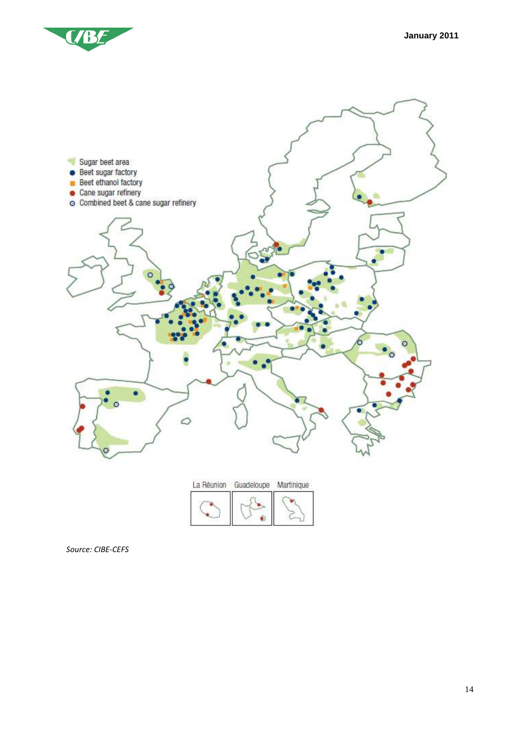Sugar beet area
Beet sugar factory
Beet ethanol factory
Cane sugar refinery
Combined beet & cane sugar refinery

La Réunion Guadeloupe Martinique

*Source: CIBE-CEFS*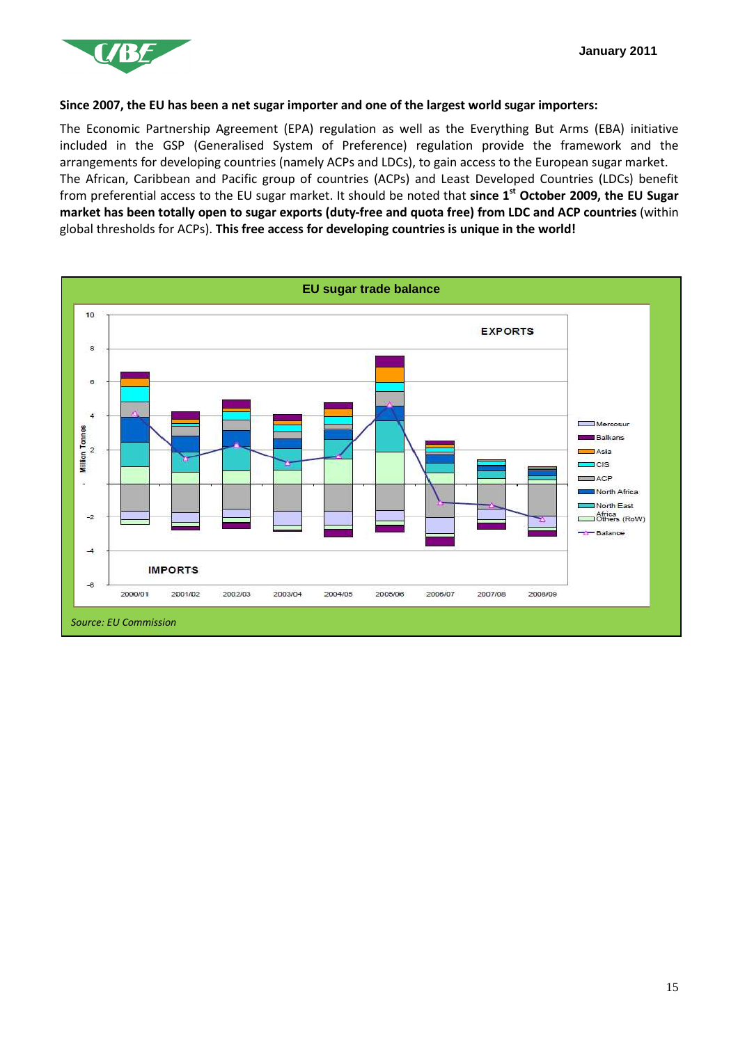**Since 2007, the EU has been a net sugar importer and one of the largest world sugar importers:**

The Economic Partnership Agreement (EPA) regulation as well as the Everything But Arms (EBA) initiative included in the GSP (Generalised System of Preference) regulation provide the framework and the arrangements for developing countries (namely ACPs and LDCs), to gain access to the European sugar market. The African, Caribbean and Pacific group of countries (ACPs) and Least Developed Countries (LDCs) benefit from preferential access to the EU sugar market. It should be noted that **since 1st October 2009, the EU Sugar market has been totally open to sugar exports (duty-free and quota free) from LDC and ACP countries** (within global thresholds for ACPs). **This free access for developing countries is unique in the world!**

**EU sugar trade balance**

*Source: EU Commission*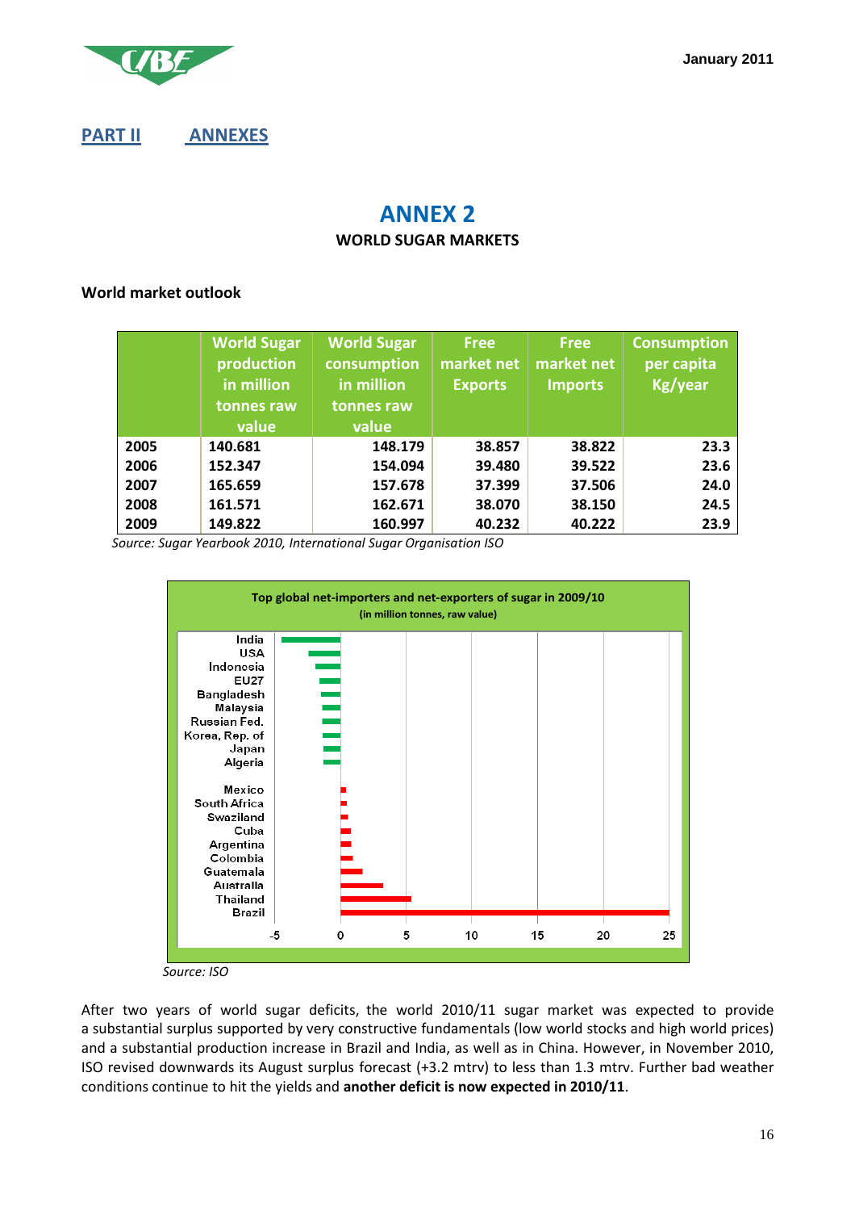## PART II ANNEXES

# ANNEX 2

## WORLD SUGAR MARKETS

### World market outlook

| | World Sugar production in million tonnes raw value | World Sugar consumption in million tonnes raw value | Free market net Exports | Free market net Imports | Consumption per capita Kg/year |
|---|---|---|---|---|---|
| 2005 | 140.681 | 148.179 | 38.857 | 38.822 | 23.3 |
| 2006 | 152.347 | 154.094 | 39.480 | 39.522 | 23.6 |
| 2007 | 165.659 | 157.678 | 37.399 | 37.506 | 24.0 |
| 2008 | 161.571 | 162.671 | 38.070 | 38.150 | 24.5 |
| 2009 | 149.822 | 160.997 | 40.232 | 40.222 | 23.9 |

*Source: Sugar Yearbook 2010, International Sugar Organisation ISO*

**Top global net-importers and net-exporters of sugar in 2009/10**
(in million tonnes, raw value)

India, USA, Indonesia, EU27, Bangladesh, Malaysia, Russian Fed., Korea, Rep. of, Japan, Algeria, Mexico, South Africa, Swaziland, Cuba, Argentina, Colombia, Guatemala, Australia, Thailand, Brazil

-5 0 5 10 15 20 25

*Source: ISO*

After two years of world sugar deficits, the world 2010/11 sugar market was expected to provide a substantial surplus supported by very constructive fundamentals (low world stocks and high world prices) and a substantial production increase in Brazil and India, as well as in China. However, in November 2010, ISO revised downwards its August surplus forecast (+3.2 mtrv) to less than 1.3 mtrv. Further bad weather conditions continue to hit the yields and **another deficit is now expected in 2010/11**.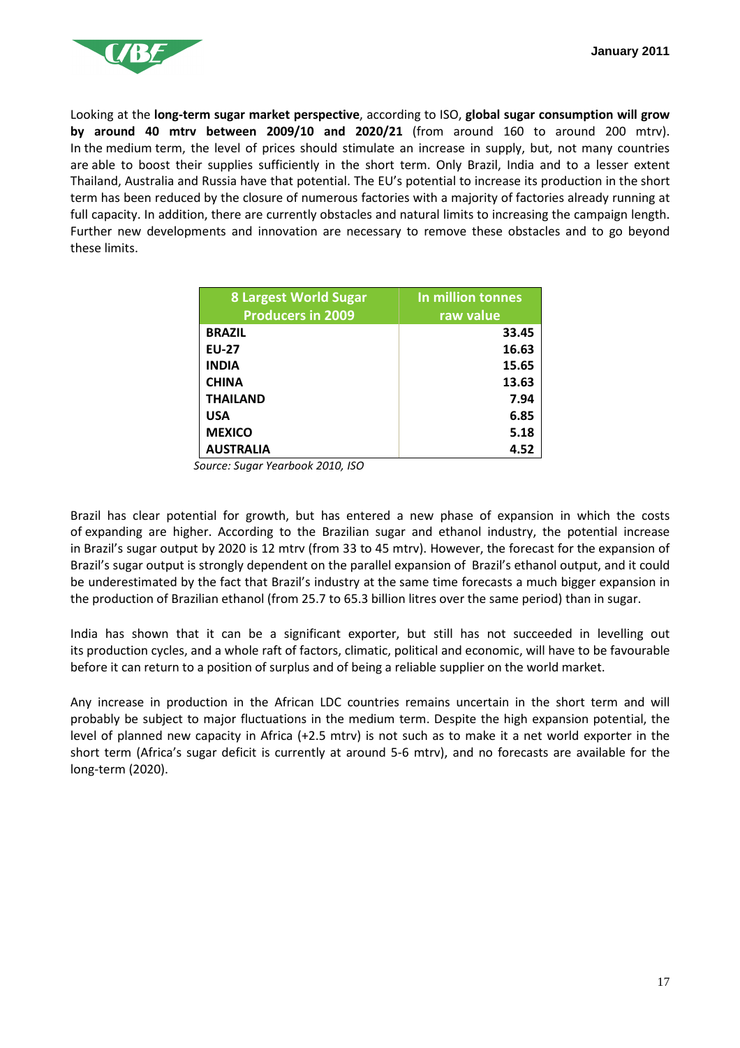Looking at the **long-term sugar market perspective**, according to ISO, **global sugar consumption will grow by around 40 mtrv between 2009/10 and 2020/21** (from around 160 to around 200 mtrv). In the medium term, the level of prices should stimulate an increase in supply, but, not many countries are able to boost their supplies sufficiently in the short term. Only Brazil, India and to a lesser extent Thailand, Australia and Russia have that potential. The EU's potential to increase its production in the short term has been reduced by the closure of numerous factories with a majority of factories already running at full capacity. In addition, there are currently obstacles and natural limits to increasing the campaign length. Further new developments and innovation are necessary to remove these obstacles and to go beyond these limits.

| 8 Largest World Sugar Producers in 2009 | In million tonnes raw value |
|---|---:|
| **BRAZIL** | **33.45** |
| **EU-27** | **16.63** |
| **INDIA** | **15.65** |
| **CHINA** | **13.63** |
| **THAILAND** | **7.94** |
| **USA** | **6.85** |
| **MEXICO** | **5.18** |
| **AUSTRALIA** | **4.52** |

*Source: Sugar Yearbook 2010, ISO*

Brazil has clear potential for growth, but has entered a new phase of expansion in which the costs of expanding are higher. According to the Brazilian sugar and ethanol industry, the potential increase in Brazil's sugar output by 2020 is 12 mtrv (from 33 to 45 mtrv). However, the forecast for the expansion of Brazil's sugar output is strongly dependent on the parallel expansion of Brazil's ethanol output, and it could be underestimated by the fact that Brazil's industry at the same time forecasts a much bigger expansion in the production of Brazilian ethanol (from 25.7 to 65.3 billion litres over the same period) than in sugar.

India has shown that it can be a significant exporter, but still has not succeeded in levelling out its production cycles, and a whole raft of factors, climatic, political and economic, will have to be favourable before it can return to a position of surplus and of being a reliable supplier on the world market.

Any increase in production in the African LDC countries remains uncertain in the short term and will probably be subject to major fluctuations in the medium term. Despite the high expansion potential, the level of planned new capacity in Africa (+2.5 mtrv) is not such as to make it a net world exporter in the short term (Africa's sugar deficit is currently at around 5-6 mtrv), and no forecasts are available for the long-term (2020).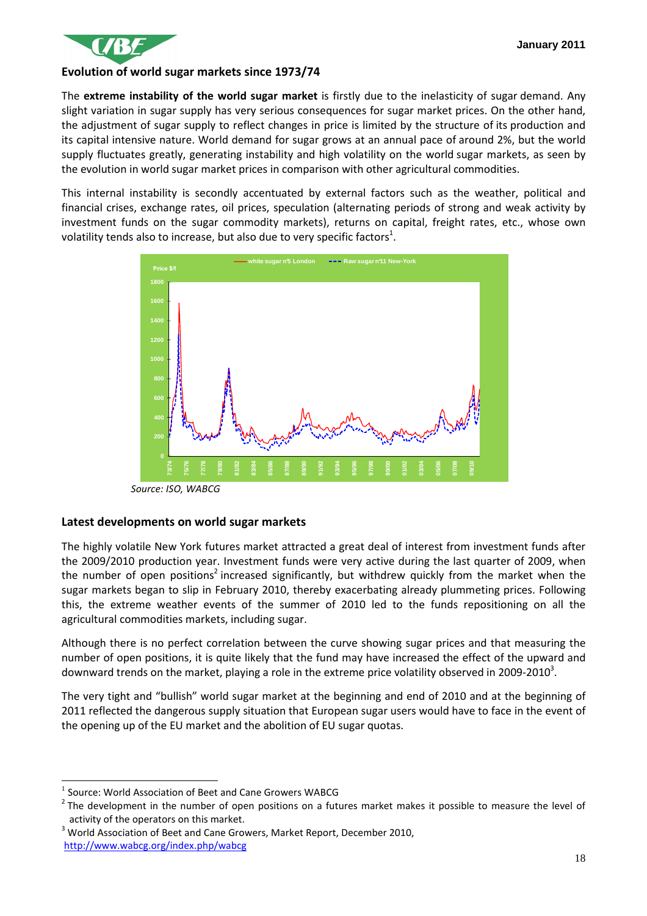## Evolution of world sugar markets since 1973/74

The **extreme instability of the world sugar market** is firstly due to the inelasticity of sugar demand. Any slight variation in sugar supply has very serious consequences for sugar market prices. On the other hand, the adjustment of sugar supply to reflect changes in price is limited by the structure of its production and its capital intensive nature. World demand for sugar grows at an annual pace of around 2%, but the world supply fluctuates greatly, generating instability and high volatility on the world sugar markets, as seen by the evolution in world sugar market prices in comparison with other agricultural commodities.

This internal instability is secondly accentuated by external factors such as the weather, political and financial crises, exchange rates, oil prices, speculation (alternating periods of strong and weak activity by investment funds on the sugar commodity markets), returns on capital, freight rates, etc., whose own volatility tends also to increase, but also due to very specific factors[1].

*Source: ISO, WABCG*

## Latest developments on world sugar markets

The highly volatile New York futures market attracted a great deal of interest from investment funds after the 2009/2010 production year. Investment funds were very active during the last quarter of 2009, when the number of open positions[2] increased significantly, but withdrew quickly from the market when the sugar markets began to slip in February 2010, thereby exacerbating already plummeting prices. Following this, the extreme weather events of the summer of 2010 led to the funds repositioning on all the agricultural commodities markets, including sugar.

Although there is no perfect correlation between the curve showing sugar prices and that measuring the number of open positions, it is quite likely that the fund may have increased the effect of the upward and downward trends on the market, playing a role in the extreme price volatility observed in 2009-2010[3].

The very tight and "bullish" world sugar market at the beginning and end of 2010 and at the beginning of 2011 reflected the dangerous supply situation that European sugar users would have to face in the event of the opening up of the EU market and the abolition of EU sugar quotas.

---

[1] Source: World Association of Beet and Cane Growers WABCG

[2] The development in the number of open positions on a futures market makes it possible to measure the level of activity of the operators on this market.

[3] World Association of Beet and Cane Growers, Market Report, December 2010, http://www.wabcg.org/index.php/wabcg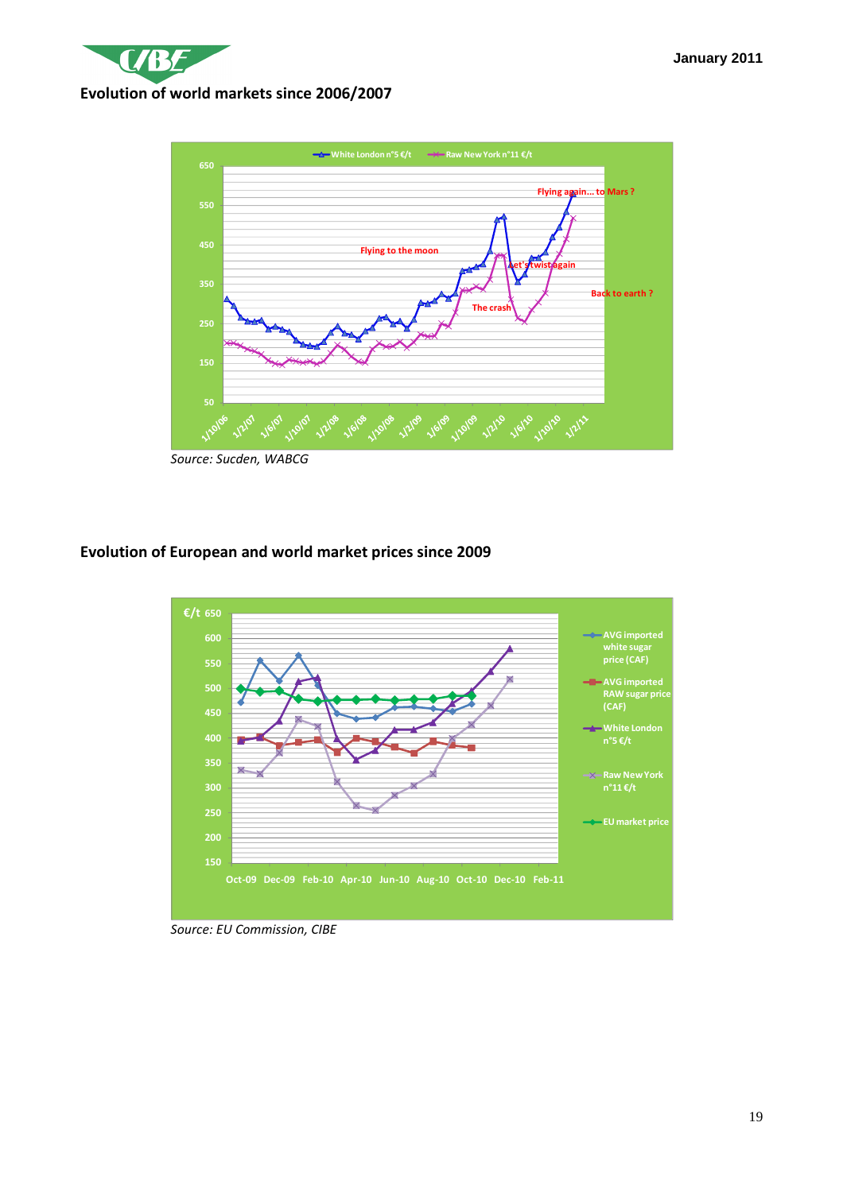## Evolution of world markets since 2006/2007

Source: Sucden, WABCG

## Evolution of European and world market prices since 2009

Source: EU Commission, CIBE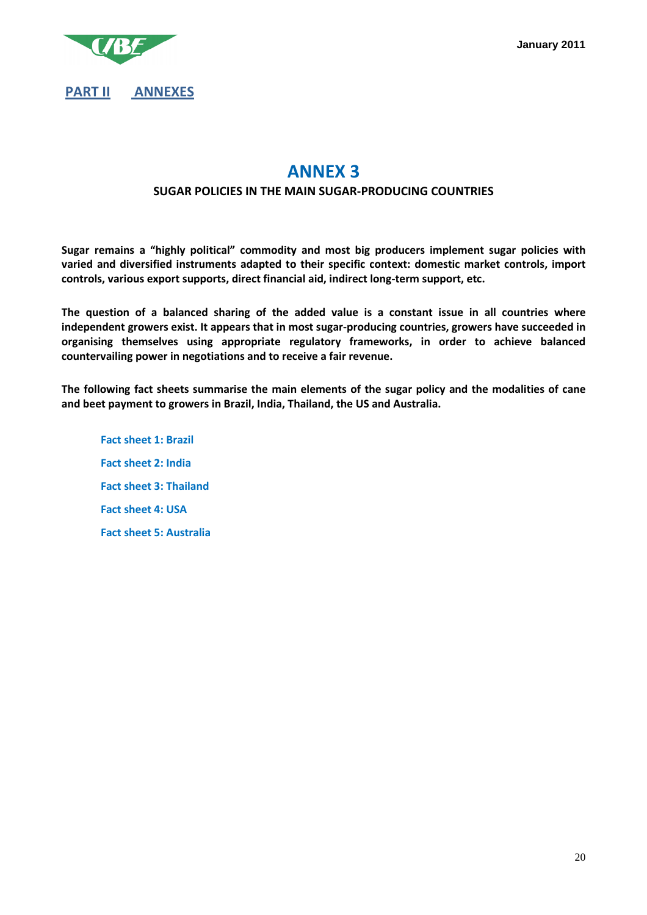**PART II ANNEXES**

# ANNEX 3

## SUGAR POLICIES IN THE MAIN SUGAR-PRODUCING COUNTRIES

**Sugar remains a "highly political" commodity and most big producers implement sugar policies with varied and diversified instruments adapted to their specific context: domestic market controls, import controls, various export supports, direct financial aid, indirect long-term support, etc.**

**The question of a balanced sharing of the added value is a constant issue in all countries where independent growers exist. It appears that in most sugar-producing countries, growers have succeeded in organising themselves using appropriate regulatory frameworks, in order to achieve balanced countervailing power in negotiations and to receive a fair revenue.**

**The following fact sheets summarise the main elements of the sugar policy and the modalities of cane and beet payment to growers in Brazil, India, Thailand, the US and Australia.**

- **Fact sheet 1: Brazil**
- **Fact sheet 2: India**
- **Fact sheet 3: Thailand**
- **Fact sheet 4: USA**
- **Fact sheet 5: Australia**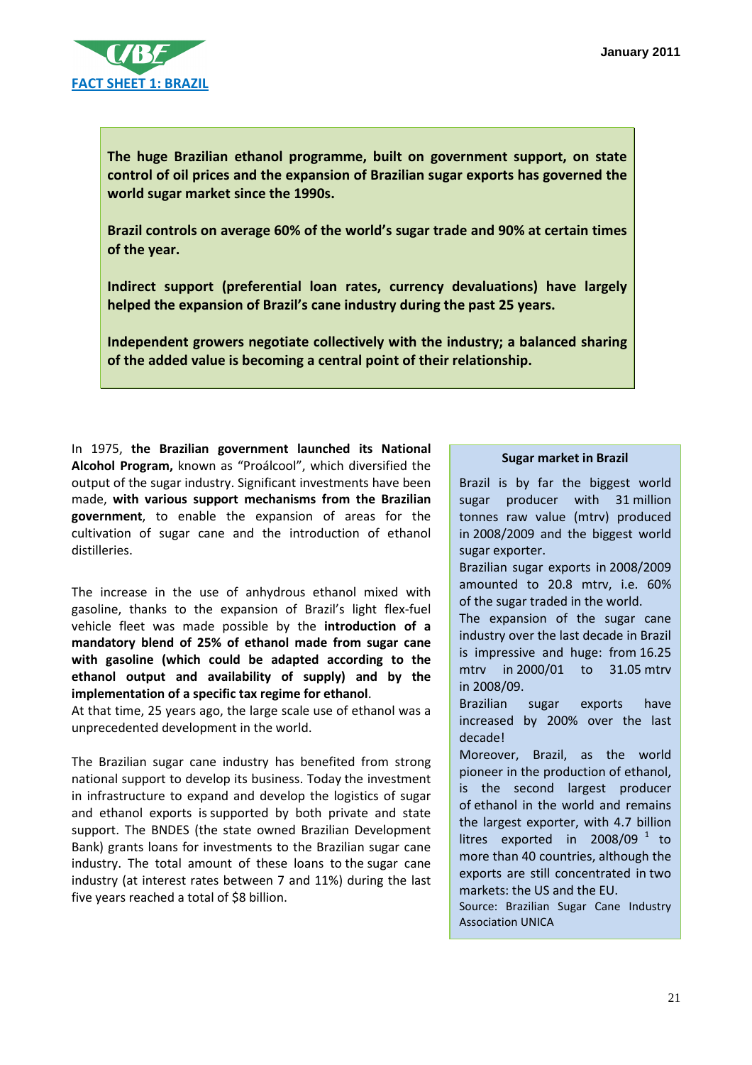## FACT SHEET 1: BRAZIL

January 2011

**The huge Brazilian ethanol programme, built on government support, on state control of oil prices and the expansion of Brazilian sugar exports has governed the world sugar market since the 1990s.**

**Brazil controls on average 60% of the world's sugar trade and 90% at certain times of the year.**

**Indirect support (preferential loan rates, currency devaluations) have largely helped the expansion of Brazil's cane industry during the past 25 years.**

**Independent growers negotiate collectively with the industry; a balanced sharing of the added value is becoming a central point of their relationship.**

In 1975, **the Brazilian government launched its National Alcohol Program,** known as "Proálcool", which diversified the output of the sugar industry. Significant investments have been made, **with various support mechanisms from the Brazilian government**, to enable the expansion of areas for the cultivation of sugar cane and the introduction of ethanol distilleries.

The increase in the use of anhydrous ethanol mixed with gasoline, thanks to the expansion of Brazil's light flex-fuel vehicle fleet was made possible by the **introduction of a mandatory blend of 25% of ethanol made from sugar cane with gasoline (which could be adapted according to the ethanol output and availability of supply)** and by the **implementation of a specific tax regime for ethanol**.
At that time, 25 years ago, the large scale use of ethanol was a unprecedented development in the world.

The Brazilian sugar cane industry has benefited from strong national support to develop its business. Today the investment in infrastructure to expand and develop the logistics of sugar and ethanol exports is supported by both private and state support. The BNDES (the state owned Brazilian Development Bank) grants loans for investments to the Brazilian sugar cane industry. The total amount of these loans to the sugar cane industry (at interest rates between 7 and 11%) during the last five years reached a total of $8 billion.

**Sugar market in Brazil**

Brazil is by far the biggest world sugar producer with 31 million tonnes raw value (mtrv) produced in 2008/2009 and the biggest world sugar exporter.
Brazilian sugar exports in 2008/2009 amounted to 20.8 mtrv, i.e. 60% of the sugar traded in the world.
The expansion of the sugar cane industry over the last decade in Brazil is impressive and huge: from 16.25 mtrv in 2000/01 to 31.05 mtrv in 2008/09.
Brazilian sugar exports have increased by 200% over the last decade!
Moreover, Brazil, as the world pioneer in the production of ethanol, is the second largest producer of ethanol in the world and remains the largest exporter, with 4.7 billion litres exported in 2008/09 [1] to more than 40 countries, although the exports are still concentrated in two markets: the US and the EU.
Source: Brazilian Sugar Cane Industry Association UNICA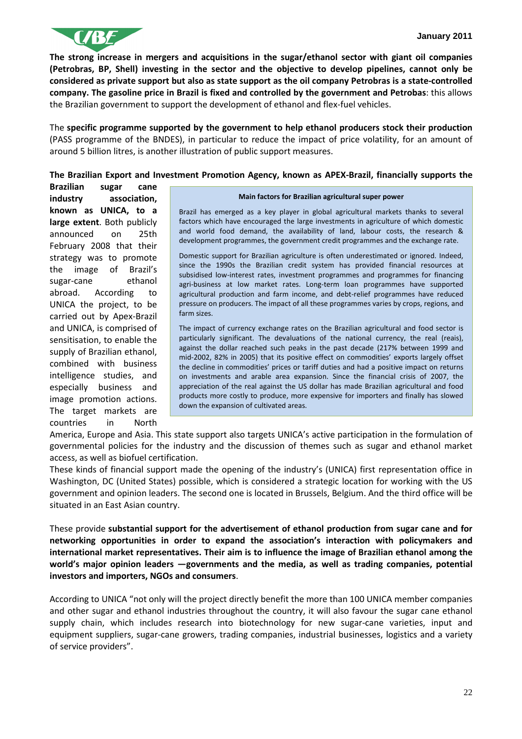**The strong increase in mergers and acquisitions in the sugar/ethanol sector with giant oil companies (Petrobras, BP, Shell) investing in the sector and the objective to develop pipelines, cannot only be considered as private support but also as state support as the oil company Petrobras is a state-controlled company. The gasoline price in Brazil is fixed and controlled by the government and Petrobas**: this allows the Brazilian government to support the development of ethanol and flex-fuel vehicles.

The **specific programme supported by the government to help ethanol producers stock their production** (PASS programme of the BNDES), in particular to reduce the impact of price volatility, for an amount of around 5 billion litres, is another illustration of public support measures.

**The Brazilian Export and Investment Promotion Agency, known as APEX-Brazil, financially supports the Brazilian sugar cane industry association, known as UNICA, to a large extent**. Both publicly announced on 25th February 2008 that their strategy was to promote the image of Brazil's sugar-cane ethanol abroad. According to UNICA the project, to be carried out by Apex-Brazil and UNICA, is comprised of sensitisation, to enable the supply of Brazilian ethanol, combined with business intelligence studies, and especially business and image promotion actions. The target markets are countries in North America, Europe and Asia. This state support also targets UNICA's active participation in the formulation of governmental policies for the industry and the discussion of themes such as sugar and ethanol market access, as well as biofuel certification.

These kinds of financial support made the opening of the industry's (UNICA) first representation office in Washington, DC (United States) possible, which is considered a strategic location for working with the US government and opinion leaders. The second one is located in Brussels, Belgium. And the third office will be situated in an East Asian country.

> **Main factors for Brazilian agricultural super power**
>
> Brazil has emerged as a key player in global agricultural markets thanks to several factors which have encouraged the large investments in agriculture of which domestic and world food demand, the availability of land, labour costs, the research & development programmes, the government credit programmes and the exchange rate.
>
> Domestic support for Brazilian agriculture is often underestimated or ignored. Indeed, since the 1990s the Brazilian credit system has provided financial resources at subsidised low-interest rates, investment programmes and programmes for financing agri-business at low market rates. Long-term loan programmes have supported agricultural production and farm income, and debt-relief programmes have reduced pressure on producers. The impact of all these programmes varies by crops, regions, and farm sizes.
>
> The impact of currency exchange rates on the Brazilian agricultural and food sector is particularly significant. The devaluations of the national currency, the real (reais), against the dollar reached such peaks in the past decade (217% between 1999 and mid-2002, 82% in 2005) that its positive effect on commodities' exports largely offset the decline in commodities' prices or tariff duties and had a positive impact on returns on investments and arable area expansion. Since the financial crisis of 2007, the appreciation of the real against the US dollar has made Brazilian agricultural and food products more costly to produce, more expensive for importers and finally has slowed down the expansion of cultivated areas.

These provide **substantial support for the advertisement of ethanol production from sugar cane and for networking opportunities in order to expand the association's interaction with policymakers and international market representatives. Their aim is to influence the image of Brazilian ethanol among the world's major opinion leaders —governments and the media, as well as trading companies, potential investors and importers, NGOs and consumers**.

According to UNICA "not only will the project directly benefit the more than 100 UNICA member companies and other sugar and ethanol industries throughout the country, it will also favour the sugar cane ethanol supply chain, which includes research into biotechnology for new sugar-cane varieties, input and equipment suppliers, sugar-cane growers, trading companies, industrial businesses, logistics and a variety of service providers".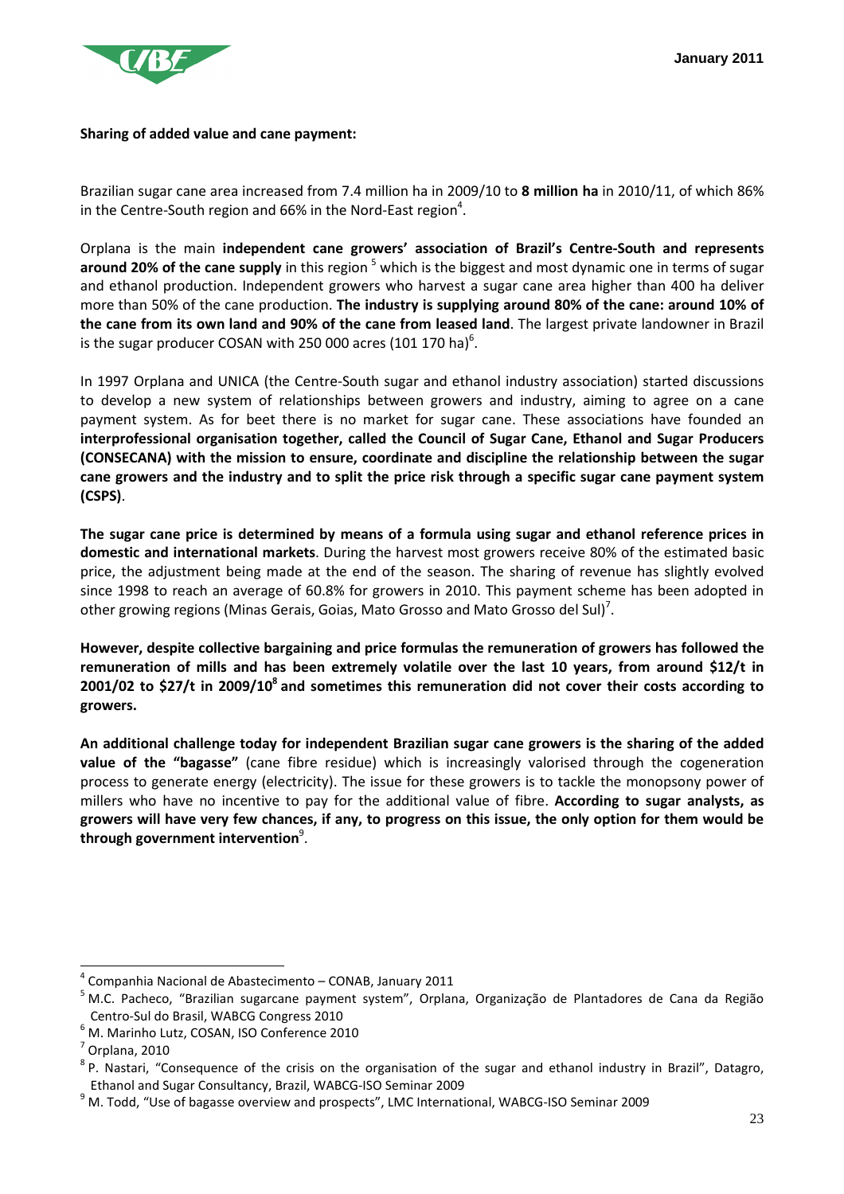**Sharing of added value and cane payment:**

Brazilian sugar cane area increased from 7.4 million ha in 2009/10 to **8 million ha** in 2010/11, of which 86% in the Centre-South region and 66% in the Nord-East region[4].

Orplana is the main **independent cane growers' association of Brazil's Centre-South and represents around 20% of the cane supply** in this region [5] which is the biggest and most dynamic one in terms of sugar and ethanol production. Independent growers who harvest a sugar cane area higher than 400 ha deliver more than 50% of the cane production. **The industry is supplying around 80% of the cane: around 10% of the cane from its own land and 90% of the cane from leased land**. The largest private landowner in Brazil is the sugar producer COSAN with 250 000 acres (101 170 ha)[6].

In 1997 Orplana and UNICA (the Centre-South sugar and ethanol industry association) started discussions to develop a new system of relationships between growers and industry, aiming to agree on a cane payment system. As for beet there is no market for sugar cane. These associations have founded an **interprofessional organisation together, called the Council of Sugar Cane, Ethanol and Sugar Producers (CONSECANA) with the mission to ensure, coordinate and discipline the relationship between the sugar cane growers and the industry and to split the price risk through a specific sugar cane payment system (CSPS)**.

**The sugar cane price is determined by means of a formula using sugar and ethanol reference prices in domestic and international markets**. During the harvest most growers receive 80% of the estimated basic price, the adjustment being made at the end of the season. The sharing of revenue has slightly evolved since 1998 to reach an average of 60.8% for growers in 2010. This payment scheme has been adopted in other growing regions (Minas Gerais, Goias, Mato Grosso and Mato Grosso del Sul)[7].

**However, despite collective bargaining and price formulas the remuneration of growers has followed the remuneration of mills and has been extremely volatile over the last 10 years, from around \$12/t in 2001/02 to \$27/t in 2009/10[8] and sometimes this remuneration did not cover their costs according to growers.**

**An additional challenge today for independent Brazilian sugar cane growers is the sharing of the added value of the "bagasse"** (cane fibre residue) which is increasingly valorised through the cogeneration process to generate energy (electricity). The issue for these growers is to tackle the monopsony power of millers who have no incentive to pay for the additional value of fibre. **According to sugar analysts, as growers will have very few chances, if any, to progress on this issue, the only option for them would be through government intervention**[9].

---

[4] Companhia Nacional de Abastecimento – CONAB, January 2011

[5] M.C. Pacheco, "Brazilian sugarcane payment system", Orplana, Organização de Plantadores de Cana da Região Centro-Sul do Brasil, WABCG Congress 2010

[6] M. Marinho Lutz, COSAN, ISO Conference 2010

[7] Orplana, 2010

[8] P. Nastari, "Consequence of the crisis on the organisation of the sugar and ethanol industry in Brazil", Datagro, Ethanol and Sugar Consultancy, Brazil, WABCG-ISO Seminar 2009

[9] M. Todd, "Use of bagasse overview and prospects", LMC International, WABCG-ISO Seminar 2009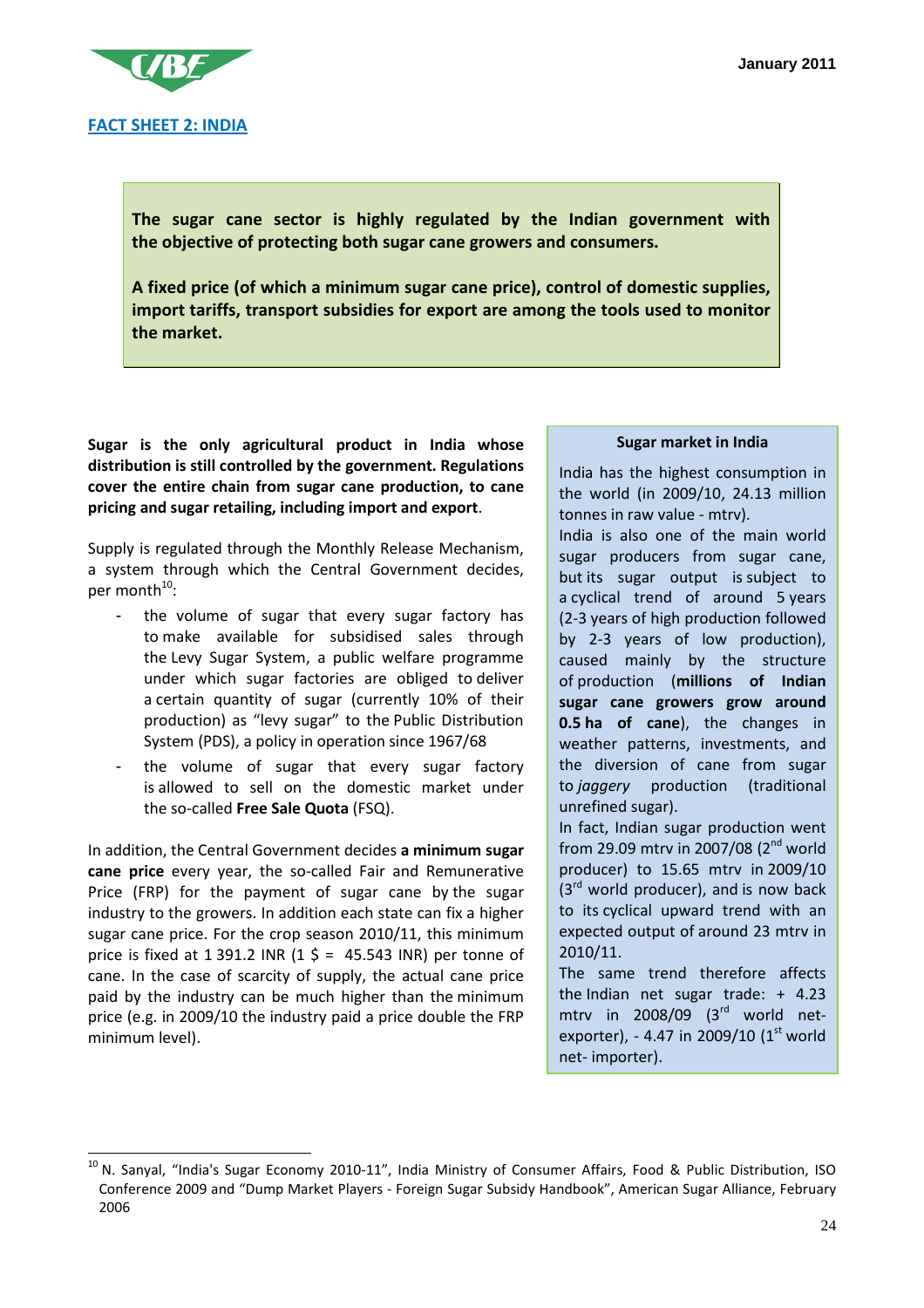## FACT SHEET 2: INDIA

**The sugar cane sector is highly regulated by the Indian government with the objective of protecting both sugar cane growers and consumers.**

**A fixed price (of which a minimum sugar cane price), control of domestic supplies, import tariffs, transport subsidies for export are among the tools used to monitor the market.**

**Sugar is the only agricultural product in India whose distribution is still controlled by the government. Regulations cover the entire chain from sugar cane production, to cane pricing and sugar retailing, including import and export**.

Supply is regulated through the Monthly Release Mechanism, a system through which the Central Government decides, per month[10]:

- the volume of sugar that every sugar factory has to make available for subsidised sales through the Levy Sugar System, a public welfare programme under which sugar factories are obliged to deliver a certain quantity of sugar (currently 10% of their production) as "levy sugar" to the Public Distribution System (PDS), a policy in operation since 1967/68
- the volume of sugar that every sugar factory is allowed to sell on the domestic market under the so-called **Free Sale Quota** (FSQ).

In addition, the Central Government decides **a minimum sugar cane price** every year, the so-called Fair and Remunerative Price (FRP) for the payment of sugar cane by the sugar industry to the growers. In addition each state can fix a higher sugar cane price. For the crop season 2010/11, this minimum price is fixed at 1 391.2 INR (1 $ = 45.543 INR) per tonne of cane. In the case of scarcity of supply, the actual cane price paid by the industry can be much higher than the minimum price (e.g. in 2009/10 the industry paid a price double the FRP minimum level).

### Sugar market in India

India has the highest consumption in the world (in 2009/10, 24.13 million tonnes in raw value - mtrv).

India is also one of the main world sugar producers from sugar cane, but its sugar output is subject to a cyclical trend of around 5 years (2-3 years of high production followed by 2-3 years of low production), caused mainly by the structure of production (**millions of Indian sugar cane growers grow around 0.5 ha of cane**), the changes in weather patterns, investments, and the diversion of cane from sugar to *jaggery* production (traditional unrefined sugar).

In fact, Indian sugar production went from 29.09 mtrv in 2007/08 (2nd world producer) to 15.65 mtrv in 2009/10 (3rd world producer), and is now back to its cyclical upward trend with an expected output of around 23 mtrv in 2010/11.

The same trend therefore affects the Indian net sugar trade: + 4.23 mtrv in 2008/09 (3rd world net-exporter), - 4.47 in 2009/10 (1st world net- importer).

---

[10] N. Sanyal, "India's Sugar Economy 2010-11", India Ministry of Consumer Affairs, Food & Public Distribution, ISO Conference 2009 and "Dump Market Players - Foreign Sugar Subsidy Handbook", American Sugar Alliance, February 2006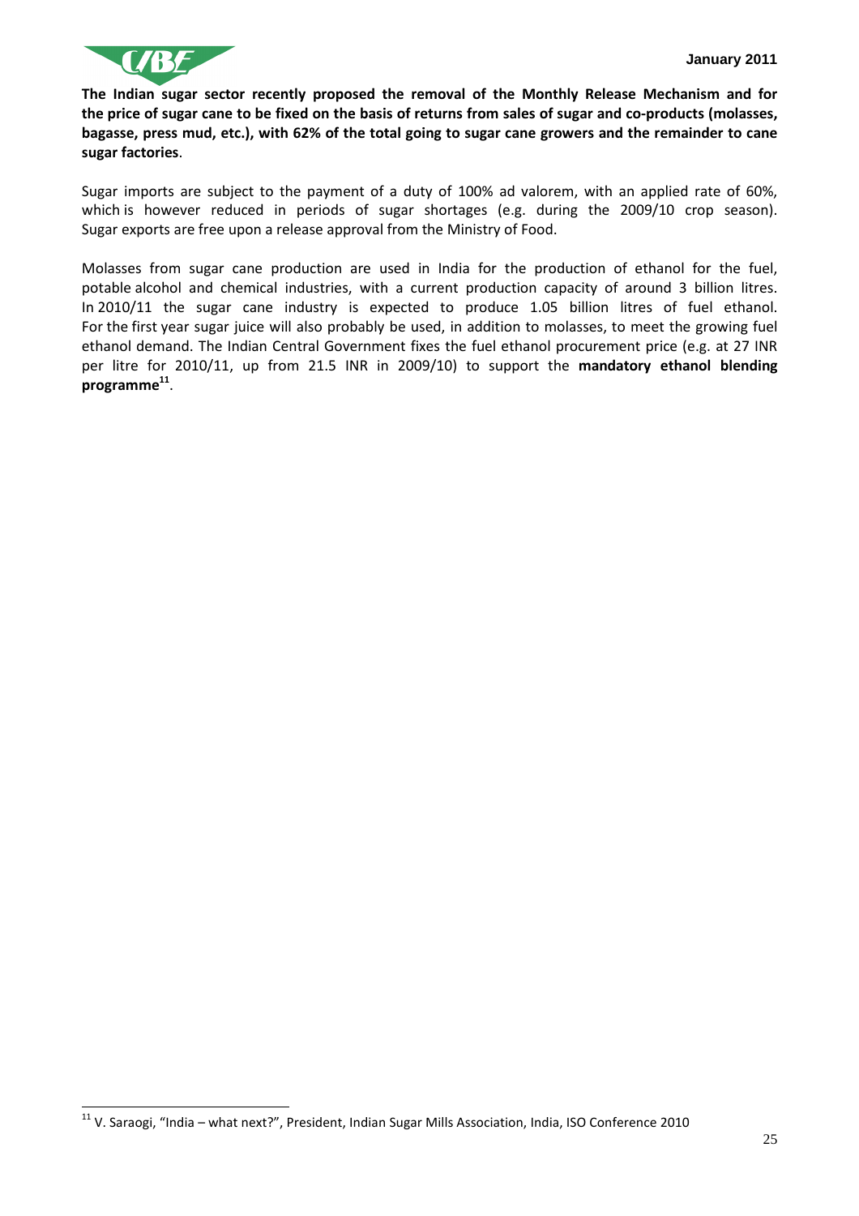**The Indian sugar sector recently proposed the removal of the Monthly Release Mechanism and for the price of sugar cane to be fixed on the basis of returns from sales of sugar and co-products (molasses, bagasse, press mud, etc.), with 62% of the total going to sugar cane growers and the remainder to cane sugar factories**.

Sugar imports are subject to the payment of a duty of 100% ad valorem, with an applied rate of 60%, which is however reduced in periods of sugar shortages (e.g. during the 2009/10 crop season). Sugar exports are free upon a release approval from the Ministry of Food.

Molasses from sugar cane production are used in India for the production of ethanol for the fuel, potable alcohol and chemical industries, with a current production capacity of around 3 billion litres. In 2010/11 the sugar cane industry is expected to produce 1.05 billion litres of fuel ethanol. For the first year sugar juice will also probably be used, in addition to molasses, to meet the growing fuel ethanol demand. The Indian Central Government fixes the fuel ethanol procurement price (e.g. at 27 INR per litre for 2010/11, up from 21.5 INR in 2009/10) to support the **mandatory ethanol blending programme**[11].

[11] V. Saraogi, "India – what next?", President, Indian Sugar Mills Association, India, ISO Conference 2010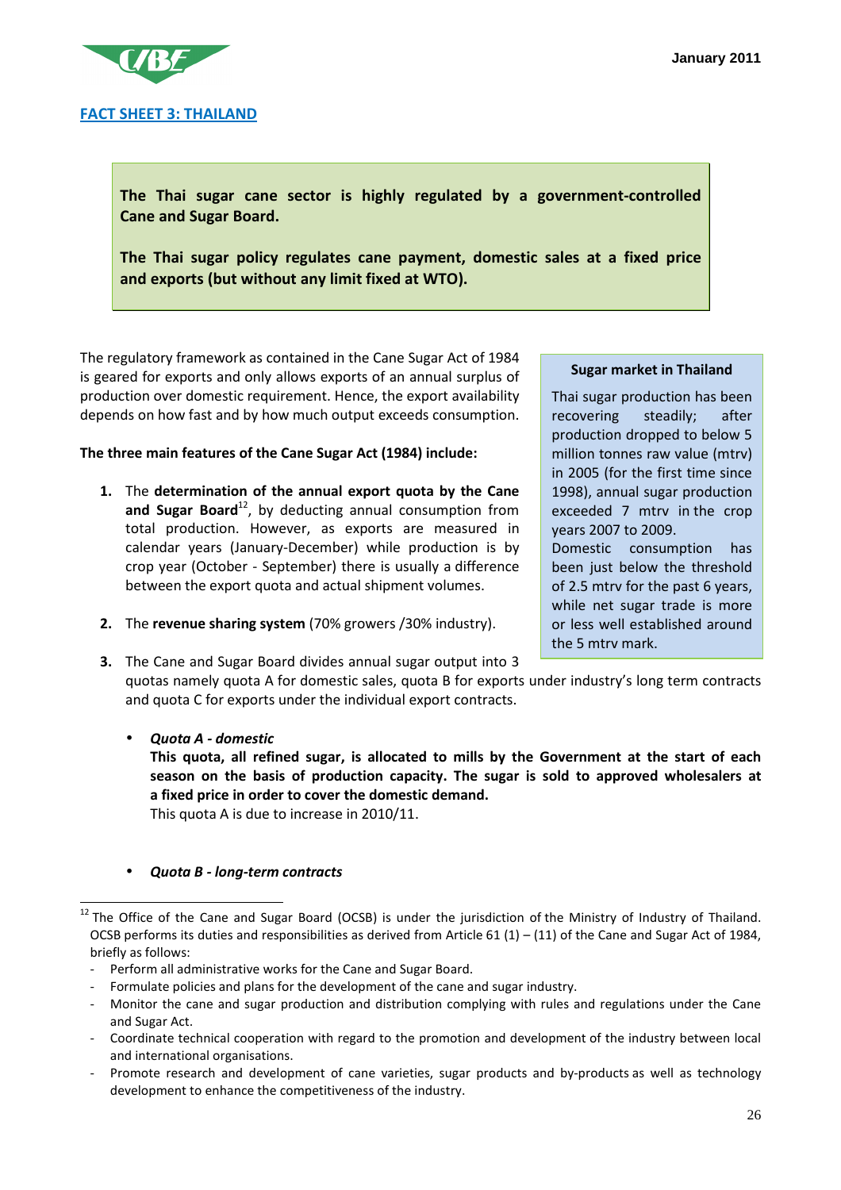## FACT SHEET 3: THAILAND

**The Thai sugar cane sector is highly regulated by a government-controlled Cane and Sugar Board.**

**The Thai sugar policy regulates cane payment, domestic sales at a fixed price and exports (but without any limit fixed at WTO).**

The regulatory framework as contained in the Cane Sugar Act of 1984 is geared for exports and only allows exports of an annual surplus of production over domestic requirement. Hence, the export availability depends on how fast and by how much output exceeds consumption.

**Sugar market in Thailand**

Thai sugar production has been recovering steadily; after production dropped to below 5 million tonnes raw value (mtrv) in 2005 (for the first time since 1998), annual sugar production exceeded 7 mtrv in the crop years 2007 to 2009.
Domestic consumption has been just below the threshold of 2.5 mtrv for the past 6 years, while net sugar trade is more or less well established around the 5 mtrv mark.

**The three main features of the Cane Sugar Act (1984) include:**

1. The **determination of the annual export quota by the Cane and Sugar Board**[12], by deducting annual consumption from total production. However, as exports are measured in calendar years (January-December) while production is by crop year (October - September) there is usually a difference between the export quota and actual shipment volumes.
2. The **revenue sharing system** (70% growers /30% industry).
3. The Cane and Sugar Board divides annual sugar output into 3 quotas namely quota A for domestic sales, quota B for exports under industry's long term contracts and quota C for exports under the individual export contracts.

   - ***Quota A - domestic***
     **This quota, all refined sugar, is allocated to mills by the Government at the start of each season on the basis of production capacity. The sugar is sold to approved wholesalers at a fixed price in order to cover the domestic demand.**
     This quota A is due to increase in 2010/11.

   - ***Quota B - long-term contracts***

---

[12] The Office of the Cane and Sugar Board (OCSB) is under the jurisdiction of the Ministry of Industry of Thailand. OCSB performs its duties and responsibilities as derived from Article 61 (1) – (11) of the Cane and Sugar Act of 1984, briefly as follows:

- Perform all administrative works for the Cane and Sugar Board.
- Formulate policies and plans for the development of the cane and sugar industry.
- Monitor the cane and sugar production and distribution complying with rules and regulations under the Cane and Sugar Act.
- Coordinate technical cooperation with regard to the promotion and development of the industry between local and international organisations.
- Promote research and development of cane varieties, sugar products and by-products as well as technology development to enhance the competitiveness of the industry.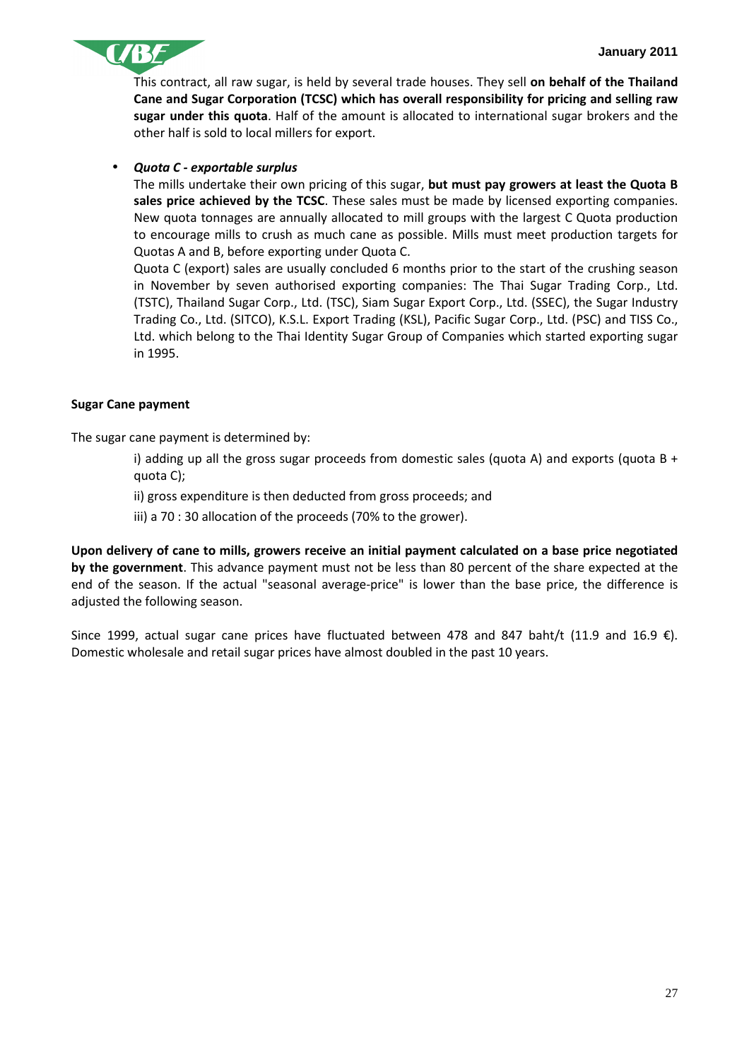This contract, all raw sugar, is held by several trade houses. They sell **on behalf of the Thailand Cane and Sugar Corporation (TCSC) which has overall responsibility for pricing and selling raw sugar under this quota**. Half of the amount is allocated to international sugar brokers and the other half is sold to local millers for export.

- ***Quota C - exportable surplus***

  The mills undertake their own pricing of this sugar, **but must pay growers at least the Quota B sales price achieved by the TCSC**. These sales must be made by licensed exporting companies. New quota tonnages are annually allocated to mill groups with the largest C Quota production to encourage mills to crush as much cane as possible. Mills must meet production targets for Quotas A and B, before exporting under Quota C.

  Quota C (export) sales are usually concluded 6 months prior to the start of the crushing season in November by seven authorised exporting companies: The Thai Sugar Trading Corp., Ltd. (TSTC), Thailand Sugar Corp., Ltd. (TSC), Siam Sugar Export Corp., Ltd. (SSEC), the Sugar Industry Trading Co., Ltd. (SITCO), K.S.L. Export Trading (KSL), Pacific Sugar Corp., Ltd. (PSC) and TISS Co., Ltd. which belong to the Thai Identity Sugar Group of Companies which started exporting sugar in 1995.

**Sugar Cane payment**

The sugar cane payment is determined by:

i) adding up all the gross sugar proceeds from domestic sales (quota A) and exports (quota B + quota C);

ii) gross expenditure is then deducted from gross proceeds; and

iii) a 70 : 30 allocation of the proceeds (70% to the grower).

**Upon delivery of cane to mills, growers receive an initial payment calculated on a base price negotiated by the government**. This advance payment must not be less than 80 percent of the share expected at the end of the season. If the actual "seasonal average-price" is lower than the base price, the difference is adjusted the following season.

Since 1999, actual sugar cane prices have fluctuated between 478 and 847 baht/t (11.9 and 16.9 €). Domestic wholesale and retail sugar prices have almost doubled in the past 10 years.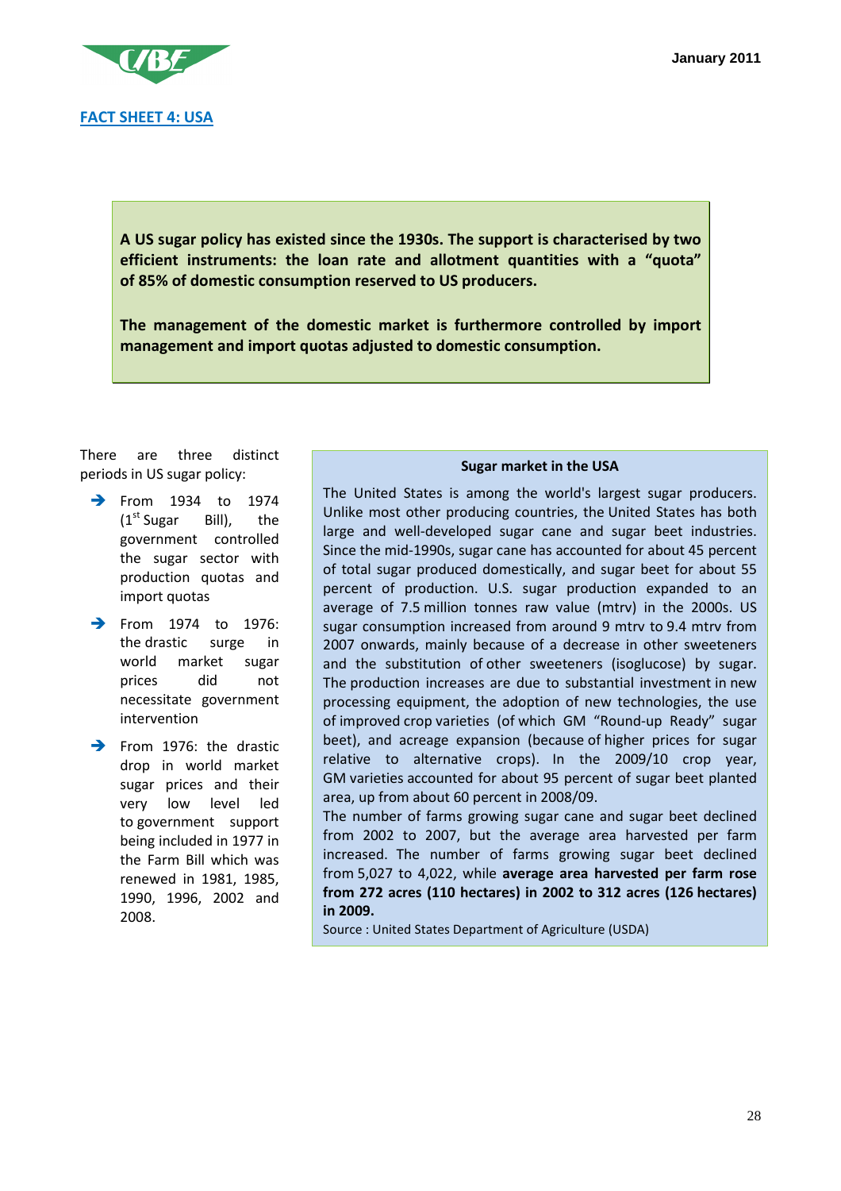January 2011

## FACT SHEET 4: USA

**A US sugar policy has existed since the 1930s. The support is characterised by two efficient instruments: the loan rate and allotment quantities with a "quota" of 85% of domestic consumption reserved to US producers.**

**The management of the domestic market is furthermore controlled by import management and import quotas adjusted to domestic consumption.**

There are three distinct periods in US sugar policy:

- From 1934 to 1974 (1st Sugar Bill), the government controlled the sugar sector with production quotas and import quotas
- From 1974 to 1976: the drastic surge in world market sugar prices did not necessitate government intervention
- From 1976: the drastic drop in world market sugar prices and their very low level led to government support being included in 1977 in the Farm Bill which was renewed in 1981, 1985, 1990, 1996, 2002 and 2008.

### Sugar market in the USA

The United States is among the world's largest sugar producers. Unlike most other producing countries, the United States has both large and well-developed sugar cane and sugar beet industries. Since the mid-1990s, sugar cane has accounted for about 45 percent of total sugar produced domestically, and sugar beet for about 55 percent of production. U.S. sugar production expanded to an average of 7.5 million tonnes raw value (mtrv) in the 2000s. US sugar consumption increased from around 9 mtrv to 9.4 mtrv from 2007 onwards, mainly because of a decrease in other sweeteners and the substitution of other sweeteners (isoglucose) by sugar. The production increases are due to substantial investment in new processing equipment, the adoption of new technologies, the use of improved crop varieties (of which GM "Round-up Ready" sugar beet), and acreage expansion (because of higher prices for sugar relative to alternative crops). In the 2009/10 crop year, GM varieties accounted for about 95 percent of sugar beet planted area, up from about 60 percent in 2008/09.

The number of farms growing sugar cane and sugar beet declined from 2002 to 2007, but the average area harvested per farm increased. The number of farms growing sugar beet declined from 5,027 to 4,022, while **average area harvested per farm rose from 272 acres (110 hectares) in 2002 to 312 acres (126 hectares) in 2009.**

Source : United States Department of Agriculture (USDA)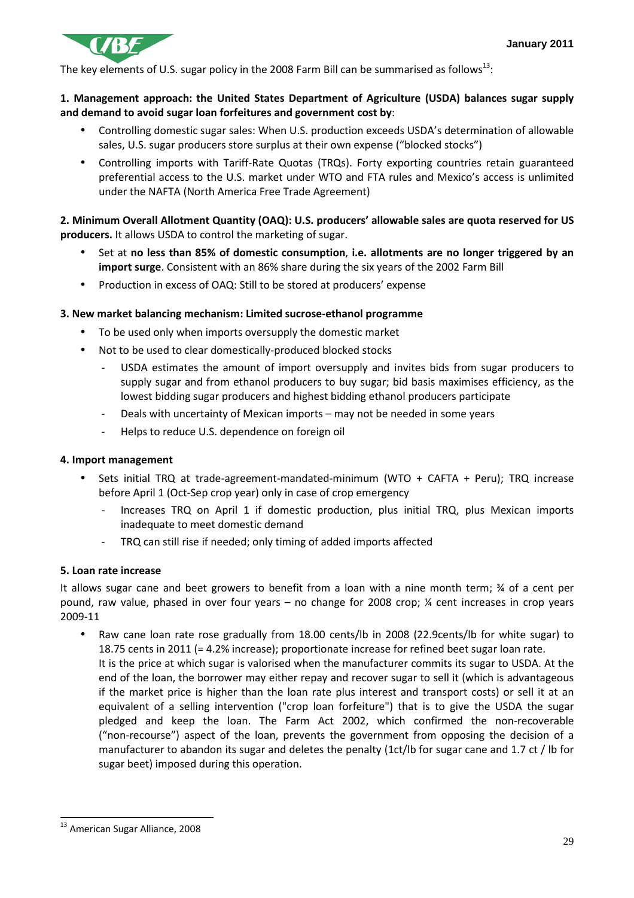The key elements of U.S. sugar policy in the 2008 Farm Bill can be summarised as follows[13]:

**1. Management approach: the United States Department of Agriculture (USDA) balances sugar supply and demand to avoid sugar loan forfeitures and government cost by**:

- Controlling domestic sugar sales: When U.S. production exceeds USDA's determination of allowable sales, U.S. sugar producers store surplus at their own expense ("blocked stocks")
- Controlling imports with Tariff-Rate Quotas (TRQs). Forty exporting countries retain guaranteed preferential access to the U.S. market under WTO and FTA rules and Mexico's access is unlimited under the NAFTA (North America Free Trade Agreement)

**2. Minimum Overall Allotment Quantity (OAQ): U.S. producers' allowable sales are quota reserved for US producers.** It allows USDA to control the marketing of sugar.

- Set at **no less than 85% of domestic consumption**, **i.e. allotments are no longer triggered by an import surge**. Consistent with an 86% share during the six years of the 2002 Farm Bill
- Production in excess of OAQ: Still to be stored at producers' expense

**3. New market balancing mechanism: Limited sucrose-ethanol programme**

- To be used only when imports oversupply the domestic market
- Not to be used to clear domestically-produced blocked stocks
  - USDA estimates the amount of import oversupply and invites bids from sugar producers to supply sugar and from ethanol producers to buy sugar; bid basis maximises efficiency, as the lowest bidding sugar producers and highest bidding ethanol producers participate
  - Deals with uncertainty of Mexican imports – may not be needed in some years
  - Helps to reduce U.S. dependence on foreign oil

**4. Import management**

- Sets initial TRQ at trade-agreement-mandated-minimum (WTO + CAFTA + Peru); TRQ increase before April 1 (Oct-Sep crop year) only in case of crop emergency
  - Increases TRQ on April 1 if domestic production, plus initial TRQ, plus Mexican imports inadequate to meet domestic demand
  - TRQ can still rise if needed; only timing of added imports affected

**5. Loan rate increase**

It allows sugar cane and beet growers to benefit from a loan with a nine month term; ¾ of a cent per pound, raw value, phased in over four years – no change for 2008 crop; ¼ cent increases in crop years 2009-11

- Raw cane loan rate rose gradually from 18.00 cents/lb in 2008 (22.9cents/lb for white sugar) to 18.75 cents in 2011 (= 4.2% increase); proportionate increase for refined beet sugar loan rate.
  It is the price at which sugar is valorised when the manufacturer commits its sugar to USDA. At the end of the loan, the borrower may either repay and recover sugar to sell it (which is advantageous if the market price is higher than the loan rate plus interest and transport costs) or sell it at an equivalent of a selling intervention ("crop loan forfeiture") that is to give the USDA the sugar pledged and keep the loan. The Farm Act 2002, which confirmed the non-recoverable ("non-recourse") aspect of the loan, prevents the government from opposing the decision of a manufacturer to abandon its sugar and deletes the penalty (1ct/lb for sugar cane and 1.7 ct / lb for sugar beet) imposed during this operation.

[13] American Sugar Alliance, 2008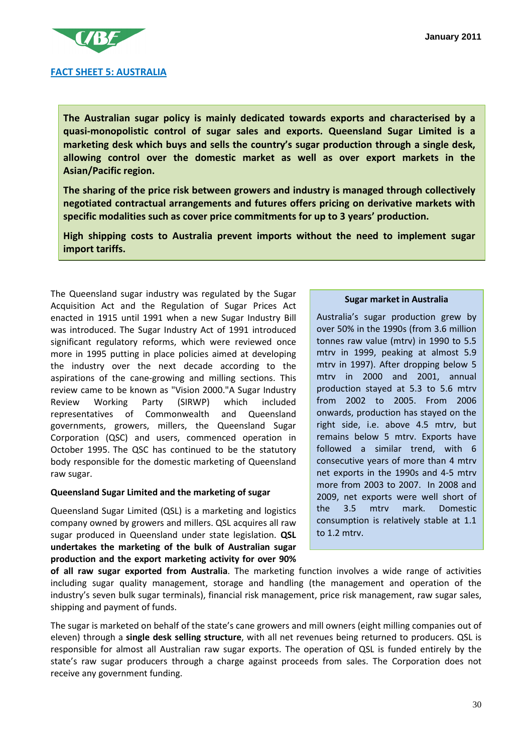## FACT SHEET 5: AUSTRALIA

**The Australian sugar policy is mainly dedicated towards exports and characterised by a quasi-monopolistic control of sugar sales and exports. Queensland Sugar Limited is a marketing desk which buys and sells the country's sugar production through a single desk, allowing control over the domestic market as well as over export markets in the Asian/Pacific region.**

**The sharing of the price risk between growers and industry is managed through collectively negotiated contractual arrangements and futures offers pricing on derivative markets with specific modalities such as cover price commitments for up to 3 years' production.**

**High shipping costs to Australia prevent imports without the need to implement sugar import tariffs.**

The Queensland sugar industry was regulated by the Sugar Acquisition Act and the Regulation of Sugar Prices Act enacted in 1915 until 1991 when a new Sugar Industry Bill was introduced. The Sugar Industry Act of 1991 introduced significant regulatory reforms, which were reviewed once more in 1995 putting in place policies aimed at developing the industry over the next decade according to the aspirations of the cane-growing and milling sections. This review came to be known as "Vision 2000."A Sugar Industry Review Working Party (SIRWP) which included representatives of Commonwealth and Queensland governments, growers, millers, the Queensland Sugar Corporation (QSC) and users, commenced operation in October 1995. The QSC has continued to be the statutory body responsible for the domestic marketing of Queensland raw sugar.

> **Sugar market in Australia**
>
> Australia's sugar production grew by over 50% in the 1990s (from 3.6 million tonnes raw value (mtrv) in 1990 to 5.5 mtrv in 1999, peaking at almost 5.9 mtrv in 1997). After dropping below 5 mtrv in 2000 and 2001, annual production stayed at 5.3 to 5.6 mtrv from 2002 to 2005. From 2006 onwards, production has stayed on the right side, i.e. above 4.5 mtrv, but remains below 5 mtrv. Exports have followed a similar trend, with 6 consecutive years of more than 4 mtrv net exports in the 1990s and 4-5 mtrv more from 2003 to 2007. In 2008 and 2009, net exports were well short of the 3.5 mtrv mark. Domestic consumption is relatively stable at 1.1 to 1.2 mtrv.

### Queensland Sugar Limited and the marketing of sugar

Queensland Sugar Limited (QSL) is a marketing and logistics company owned by growers and millers. QSL acquires all raw sugar produced in Queensland under state legislation. **QSL undertakes the marketing of the bulk of Australian sugar production and the export marketing activity for over 90% of all raw sugar exported from Australia**. The marketing function involves a wide range of activities including sugar quality management, storage and handling (the management and operation of the industry's seven bulk sugar terminals), financial risk management, price risk management, raw sugar sales, shipping and payment of funds.

The sugar is marketed on behalf of the state's cane growers and mill owners (eight milling companies out of eleven) through a **single desk selling structure**, with all net revenues being returned to producers. QSL is responsible for almost all Australian raw sugar exports. The operation of QSL is funded entirely by the state's raw sugar producers through a charge against proceeds from sales. The Corporation does not receive any government funding.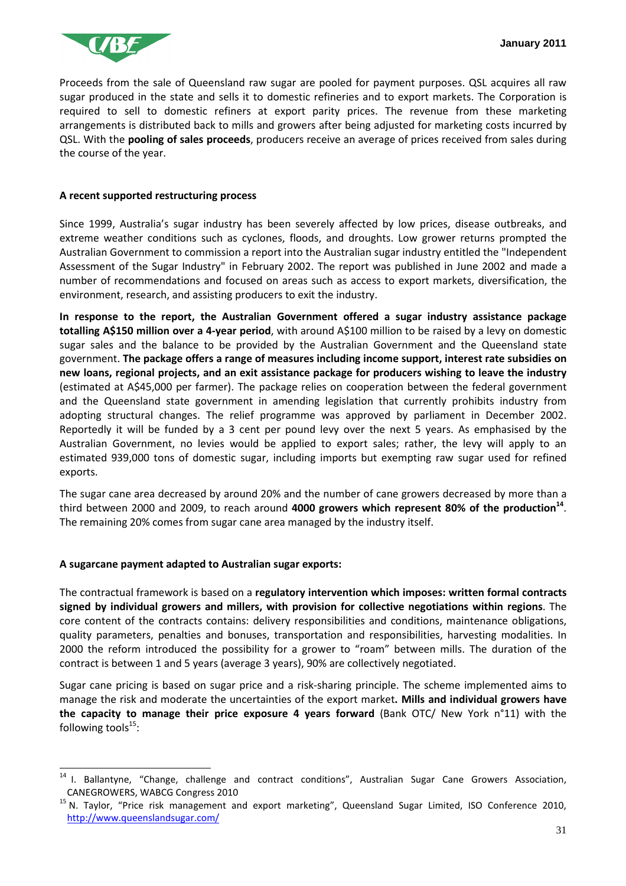Proceeds from the sale of Queensland raw sugar are pooled for payment purposes. QSL acquires all raw sugar produced in the state and sells it to domestic refineries and to export markets. The Corporation is required to sell to domestic refiners at export parity prices. The revenue from these marketing arrangements is distributed back to mills and growers after being adjusted for marketing costs incurred by QSL. With the **pooling of sales proceeds**, producers receive an average of prices received from sales during the course of the year.

**A recent supported restructuring process**

Since 1999, Australia's sugar industry has been severely affected by low prices, disease outbreaks, and extreme weather conditions such as cyclones, floods, and droughts. Low grower returns prompted the Australian Government to commission a report into the Australian sugar industry entitled the "Independent Assessment of the Sugar Industry" in February 2002. The report was published in June 2002 and made a number of recommendations and focused on areas such as access to export markets, diversification, the environment, research, and assisting producers to exit the industry.

**In response to the report, the Australian Government offered a sugar industry assistance package totalling A$150 million over a 4-year period**, with around A$100 million to be raised by a levy on domestic sugar sales and the balance to be provided by the Australian Government and the Queensland state government. **The package offers a range of measures including income support, interest rate subsidies on new loans, regional projects, and an exit assistance package for producers wishing to leave the industry** (estimated at A$45,000 per farmer). The package relies on cooperation between the federal government and the Queensland state government in amending legislation that currently prohibits industry from adopting structural changes. The relief programme was approved by parliament in December 2002. Reportedly it will be funded by a 3 cent per pound levy over the next 5 years. As emphasised by the Australian Government, no levies would be applied to export sales; rather, the levy will apply to an estimated 939,000 tons of domestic sugar, including imports but exempting raw sugar used for refined exports.

The sugar cane area decreased by around 20% and the number of cane growers decreased by more than a third between 2000 and 2009, to reach around **4000 growers which represent 80% of the production**[14]. The remaining 20% comes from sugar cane area managed by the industry itself.

**A sugarcane payment adapted to Australian sugar exports:**

The contractual framework is based on a **regulatory intervention which imposes: written formal contracts signed by individual growers and millers, with provision for collective negotiations within regions**. The core content of the contracts contains: delivery responsibilities and conditions, maintenance obligations, quality parameters, penalties and bonuses, transportation and responsibilities, harvesting modalities. In 2000 the reform introduced the possibility for a grower to "roam" between mills. The duration of the contract is between 1 and 5 years (average 3 years), 90% are collectively negotiated.

Sugar cane pricing is based on sugar price and a risk-sharing principle. The scheme implemented aims to manage the risk and moderate the uncertainties of the export market**. Mills and individual growers have the capacity to manage their price exposure 4 years forward** (Bank OTC/ New York n°11) with the following tools[15]:

---

[14] I. Ballantyne, "Change, challenge and contract conditions", Australian Sugar Cane Growers Association, CANEGROWERS, WABCG Congress 2010

[15] N. Taylor, "Price risk management and export marketing", Queensland Sugar Limited, ISO Conference 2010, http://www.queenslandsugar.com/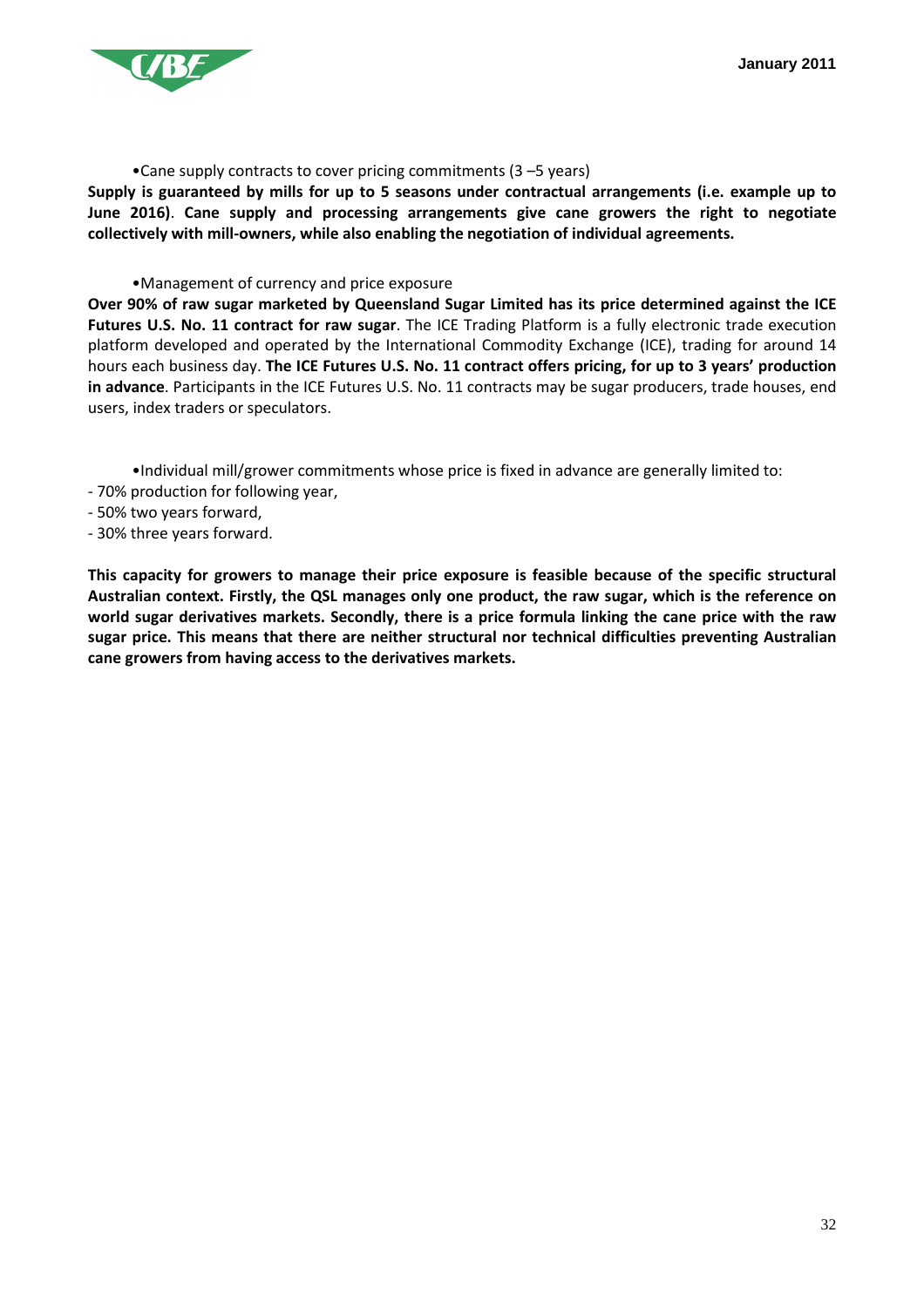•Cane supply contracts to cover pricing commitments (3 –5 years)

**Supply is guaranteed by mills for up to 5 seasons under contractual arrangements (i.e. example up to June 2016)**. **Cane supply and processing arrangements give cane growers the right to negotiate collectively with mill-owners, while also enabling the negotiation of individual agreements.**

•Management of currency and price exposure

**Over 90% of raw sugar marketed by Queensland Sugar Limited has its price determined against the ICE Futures U.S. No. 11 contract for raw sugar**. The ICE Trading Platform is a fully electronic trade execution platform developed and operated by the International Commodity Exchange (ICE), trading for around 14 hours each business day. **The ICE Futures U.S. No. 11 contract offers pricing, for up to 3 years' production in advance**. Participants in the ICE Futures U.S. No. 11 contracts may be sugar producers, trade houses, end users, index traders or speculators.

•Individual mill/grower commitments whose price is fixed in advance are generally limited to:

- 70% production for following year,
- 50% two years forward,
- 30% three years forward.

**This capacity for growers to manage their price exposure is feasible because of the specific structural Australian context. Firstly, the QSL manages only one product, the raw sugar, which is the reference on world sugar derivatives markets. Secondly, there is a price formula linking the cane price with the raw sugar price. This means that there are neither structural nor technical difficulties preventing Australian cane growers from having access to the derivatives markets.**